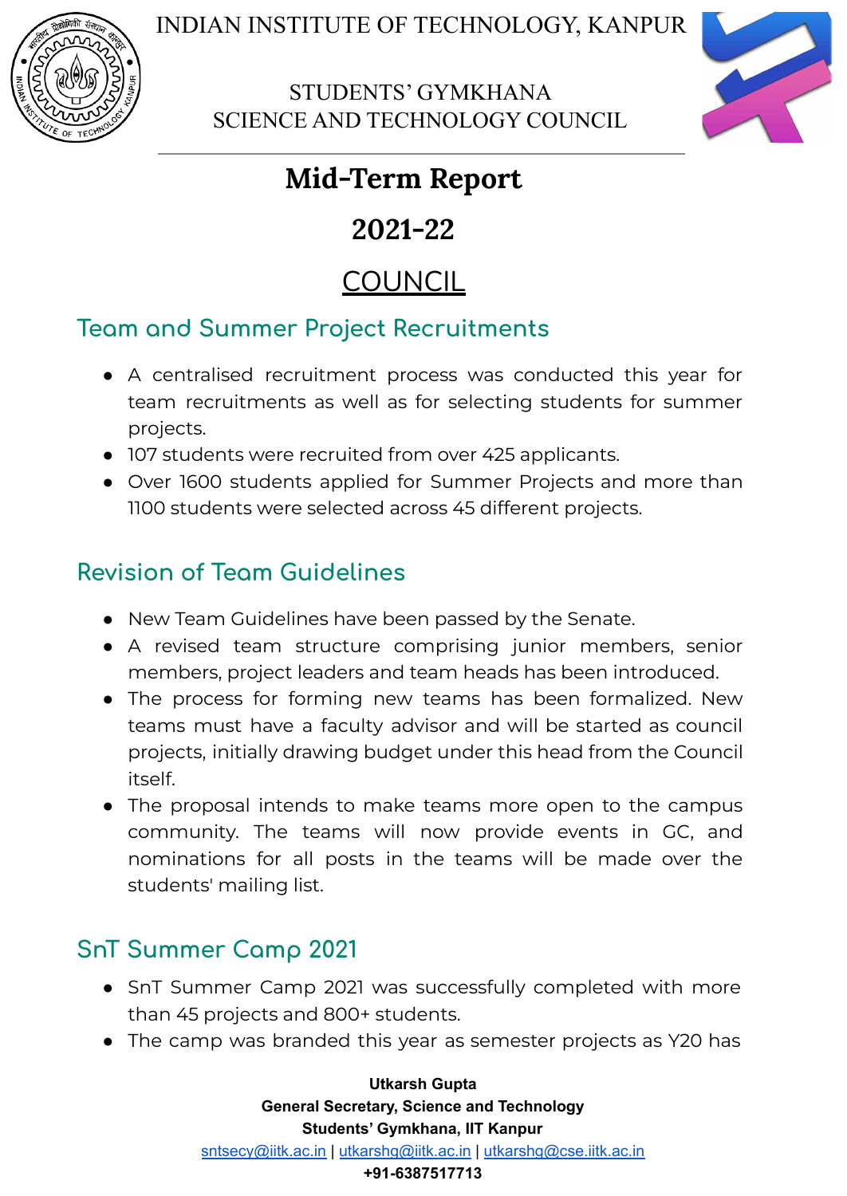INDIAN INSTITUTE OF TECHNOLOGY, KANPUR

STUDENTS' GYMKHANA
SCIENCE AND TECHNOLOGY COUNCIL

# Mid-Term Report

# 2021-22

## COUNCIL

### Team and Summer Project Recruitments

- A centralised recruitment process was conducted this year for team recruitments as well as for selecting students for summer projects.
- 107 students were recruited from over 425 applicants.
- Over 1600 students applied for Summer Projects and more than 1100 students were selected across 45 different projects.

### Revision of Team Guidelines

- New Team Guidelines have been passed by the Senate.
- A revised team structure comprising junior members, senior members, project leaders and team heads has been introduced.
- The process for forming new teams has been formalized. New teams must have a faculty advisor and will be started as council projects, initially drawing budget under this head from the Council itself.
- The proposal intends to make teams more open to the campus community. The teams will now provide events in GC, and nominations for all posts in the teams will be made over the students' mailing list.

### SnT Summer Camp 2021

- SnT Summer Camp 2021 was successfully completed with more than 45 projects and 800+ students.
- The camp was branded this year as semester projects as Y20 has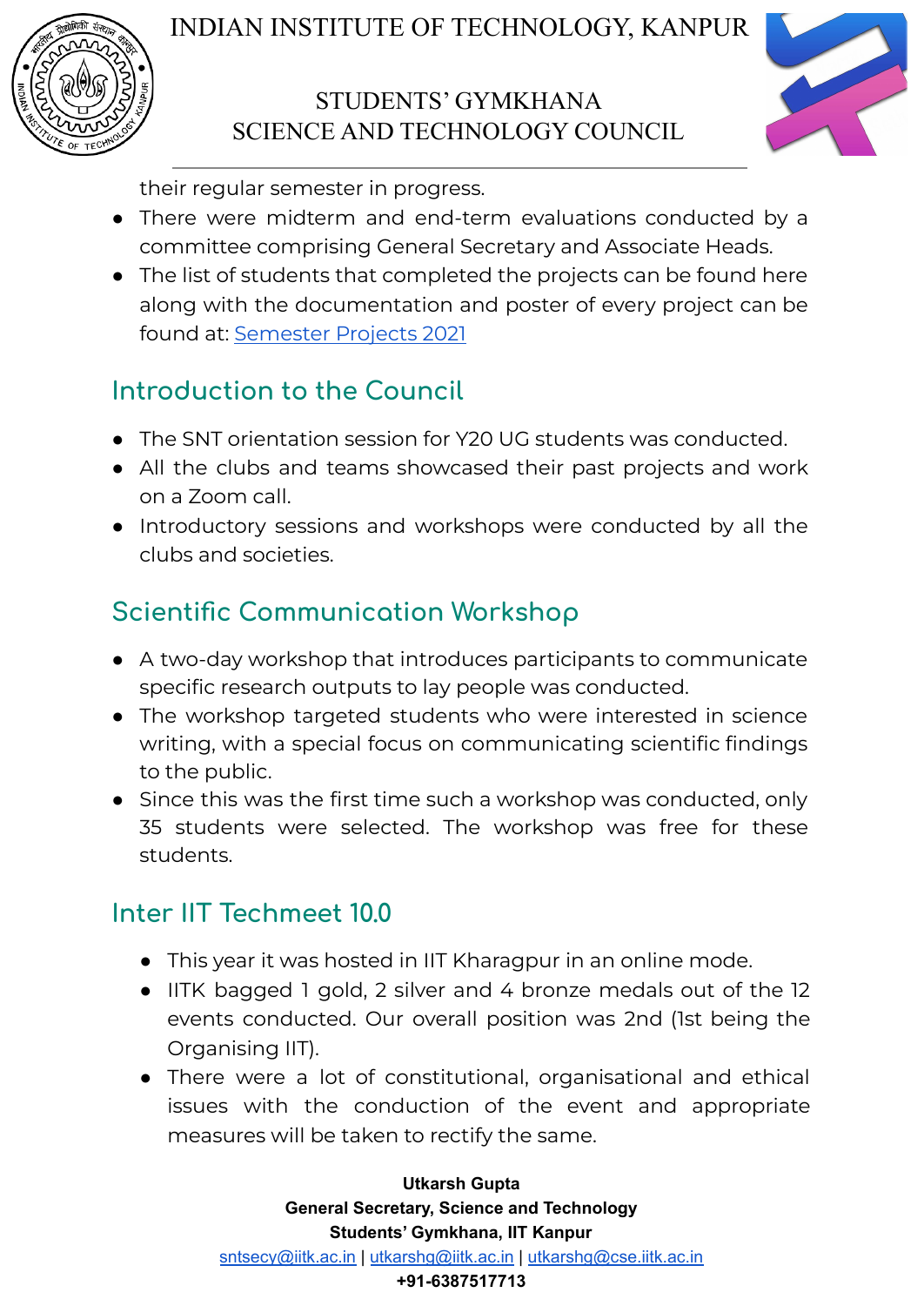their regular semester in progress.

- There were midterm and end-term evaluations conducted by a committee comprising General Secretary and Associate Heads.
- The list of students that completed the projects can be found here along with the documentation and poster of every project can be found at: [Semester Projects 2021]

## Introduction to the Council

- The SNT orientation session for Y20 UG students was conducted.
- All the clubs and teams showcased their past projects and work on a Zoom call.
- Introductory sessions and workshops were conducted by all the clubs and societies.

## Scientific Communication Workshop

- A two-day workshop that introduces participants to communicate specific research outputs to lay people was conducted.
- The workshop targeted students who were interested in science writing, with a special focus on communicating scientific findings to the public.
- Since this was the first time such a workshop was conducted, only 35 students were selected. The workshop was free for these students.

## Inter IIT Techmeet 10.0

- This year it was hosted in IIT Kharagpur in an online mode.
- IITK bagged 1 gold, 2 silver and 4 bronze medals out of the 12 events conducted. Our overall position was 2nd (1st being the Organising IIT).
- There were a lot of constitutional, organisational and ethical issues with the conduction of the event and appropriate measures will be taken to rectify the same.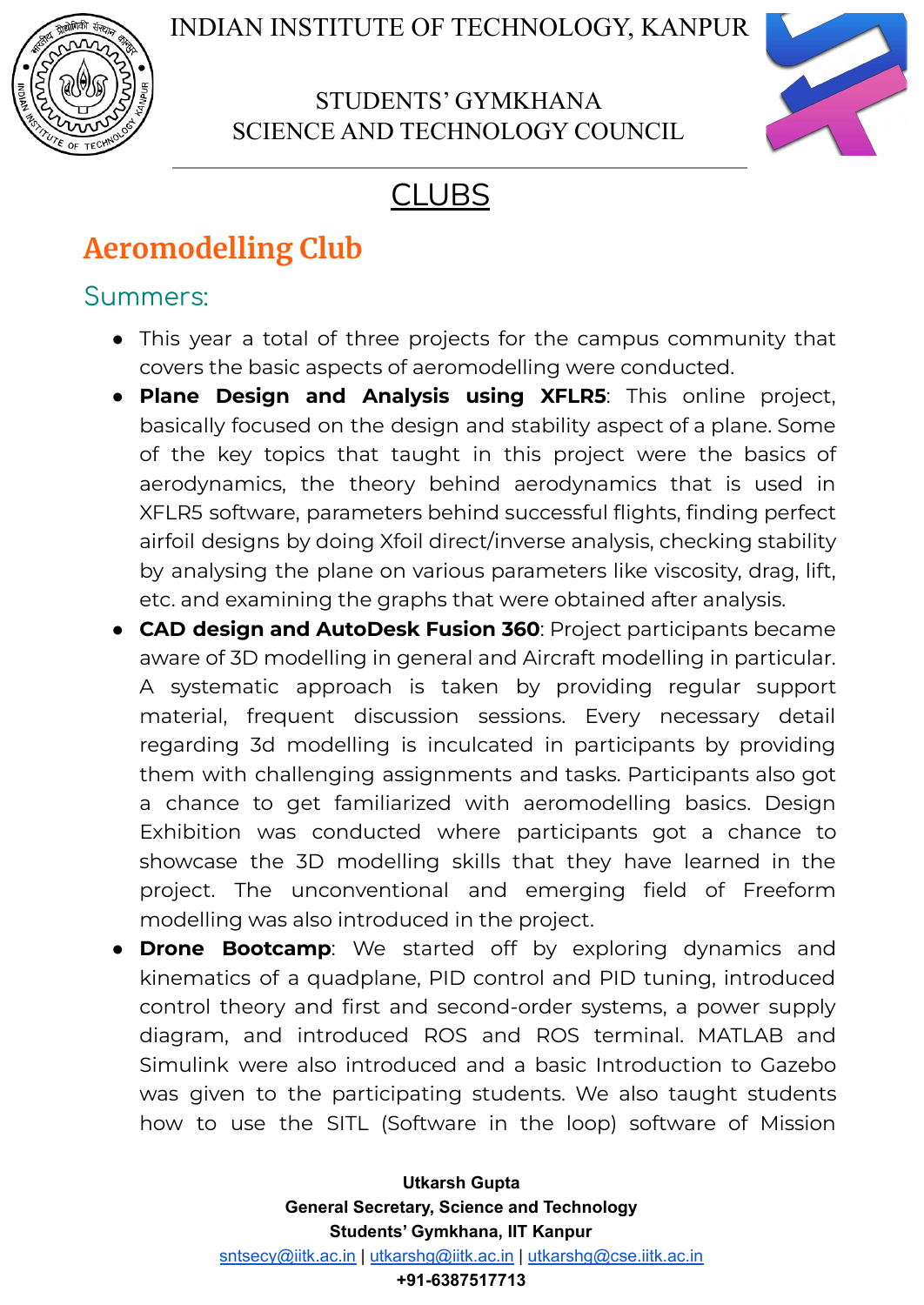# CLUBS

## Aeromodelling Club

### Summers:

- This year a total of three projects for the campus community that covers the basic aspects of aeromodelling were conducted.
- **Plane Design and Analysis using XFLR5**: This online project, basically focused on the design and stability aspect of a plane. Some of the key topics that taught in this project were the basics of aerodynamics, the theory behind aerodynamics that is used in XFLR5 software, parameters behind successful flights, finding perfect airfoil designs by doing Xfoil direct/inverse analysis, checking stability by analysing the plane on various parameters like viscosity, drag, lift, etc. and examining the graphs that were obtained after analysis.
- **CAD design and AutoDesk Fusion 360**: Project participants became aware of 3D modelling in general and Aircraft modelling in particular. A systematic approach is taken by providing regular support material, frequent discussion sessions. Every necessary detail regarding 3d modelling is inculcated in participants by providing them with challenging assignments and tasks. Participants also got a chance to get familiarized with aeromodelling basics. Design Exhibition was conducted where participants got a chance to showcase the 3D modelling skills that they have learned in the project. The unconventional and emerging field of Freeform modelling was also introduced in the project.
- **Drone Bootcamp**: We started off by exploring dynamics and kinematics of a quadplane, PID control and PID tuning, introduced control theory and first and second-order systems, a power supply diagram, and introduced ROS and ROS terminal. MATLAB and Simulink were also introduced and a basic Introduction to Gazebo was given to the participating students. We also taught students how to use the SITL (Software in the loop) software of Mission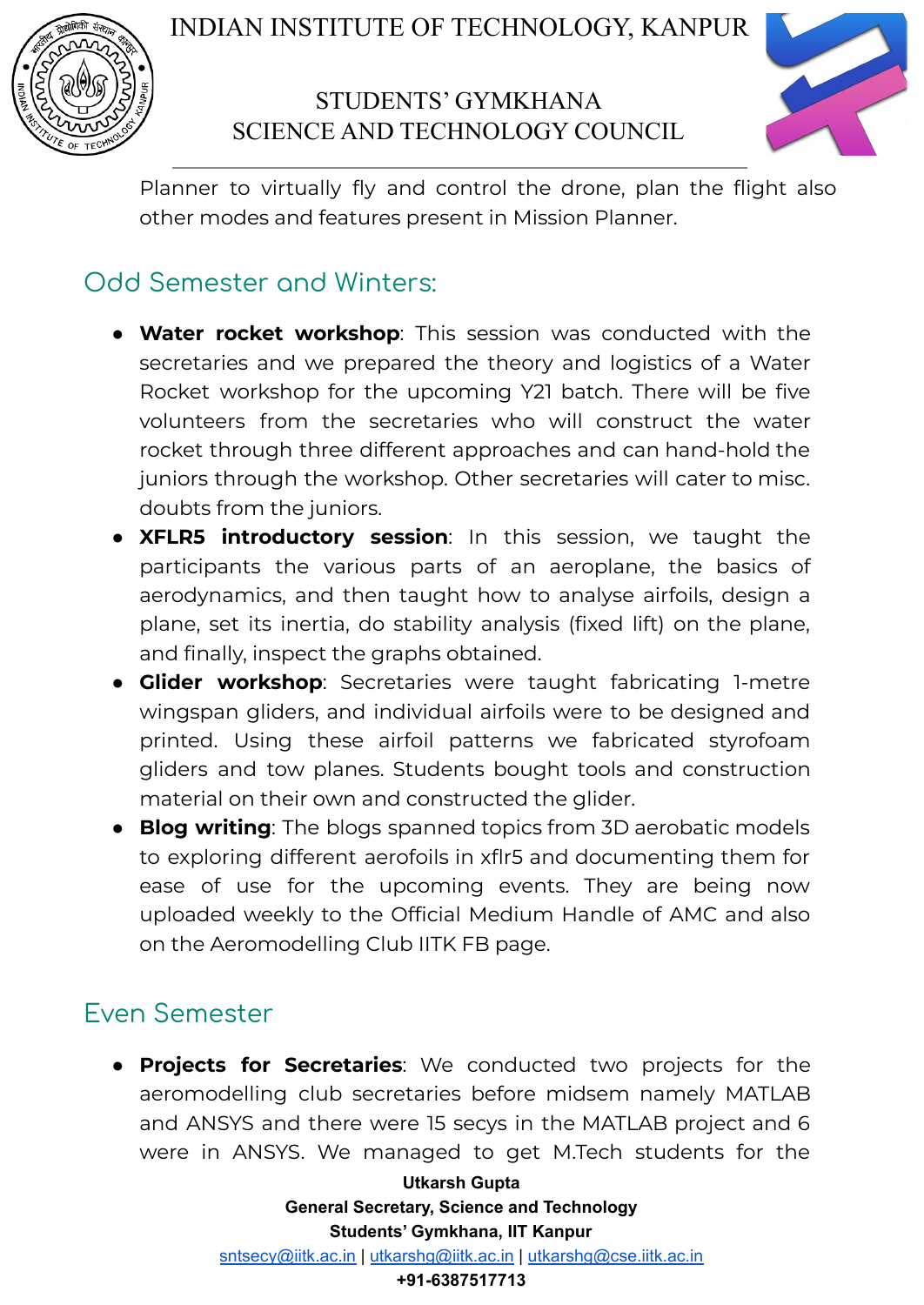Planner to virtually fly and control the drone, plan the flight also other modes and features present in Mission Planner.

## Odd Semester and Winters:

- **Water rocket workshop**: This session was conducted with the secretaries and we prepared the theory and logistics of a Water Rocket workshop for the upcoming Y21 batch. There will be five volunteers from the secretaries who will construct the water rocket through three different approaches and can hand-hold the juniors through the workshop. Other secretaries will cater to misc. doubts from the juniors.
- **XFLR5 introductory session**: In this session, we taught the participants the various parts of an aeroplane, the basics of aerodynamics, and then taught how to analyse airfoils, design a plane, set its inertia, do stability analysis (fixed lift) on the plane, and finally, inspect the graphs obtained.
- **Glider workshop**: Secretaries were taught fabricating 1-metre wingspan gliders, and individual airfoils were to be designed and printed. Using these airfoil patterns we fabricated styrofoam gliders and tow planes. Students bought tools and construction material on their own and constructed the glider.
- **Blog writing**: The blogs spanned topics from 3D aerobatic models to exploring different aerofoils in xflr5 and documenting them for ease of use for the upcoming events. They are being now uploaded weekly to the Official Medium Handle of AMC and also on the Aeromodelling Club IITK FB page.

## Even Semester

- **Projects for Secretaries**: We conducted two projects for the aeromodelling club secretaries before midsem namely MATLAB and ANSYS and there were 15 secys in the MATLAB project and 6 were in ANSYS. We managed to get M.Tech students for the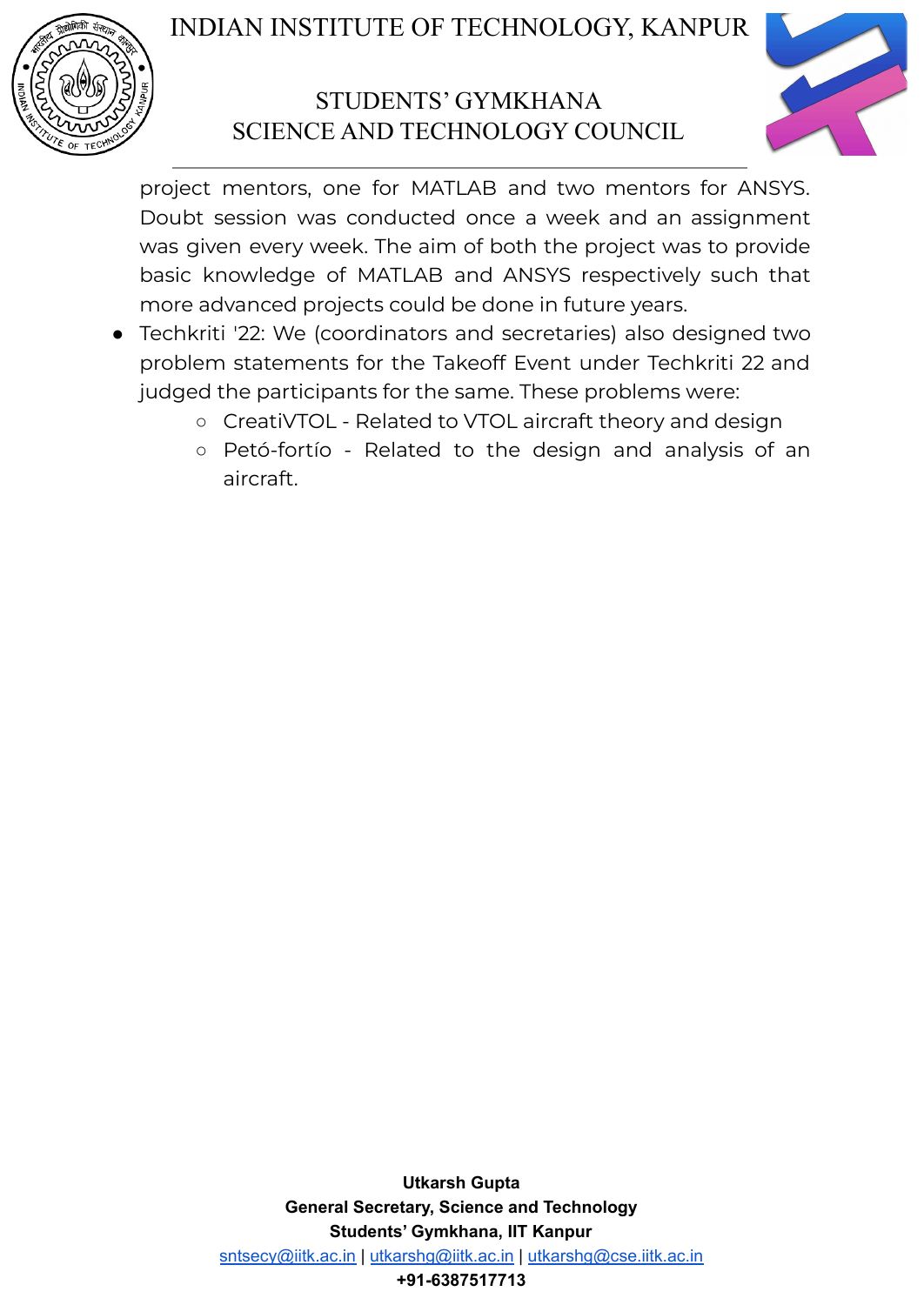project mentors, one for MATLAB and two mentors for ANSYS. Doubt session was conducted once a week and an assignment was given every week. The aim of both the project was to provide basic knowledge of MATLAB and ANSYS respectively such that more advanced projects could be done in future years.

- Techkriti '22: We (coordinators and secretaries) also designed two problem statements for the Takeoff Event under Techkriti 22 and judged the participants for the same. These problems were:
  - CreatiVTOL - Related to VTOL aircraft theory and design
  - Petó-fortío - Related to the design and analysis of an aircraft.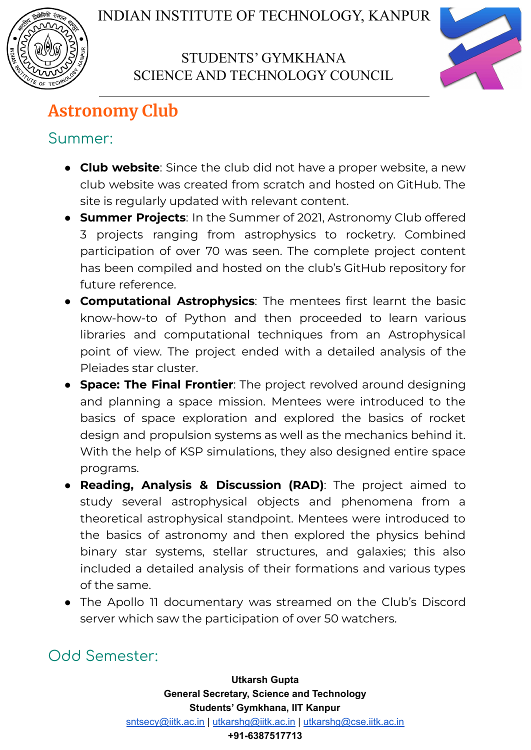## Astronomy Club

### Summer:

- **Club website**: Since the club did not have a proper website, a new club website was created from scratch and hosted on GitHub. The site is regularly updated with relevant content.
- **Summer Projects**: In the Summer of 2021, Astronomy Club offered 3 projects ranging from astrophysics to rocketry. Combined participation of over 70 was seen. The complete project content has been compiled and hosted on the club's GitHub repository for future reference.
- **Computational Astrophysics**: The mentees first learnt the basic know-how-to of Python and then proceeded to learn various libraries and computational techniques from an Astrophysical point of view. The project ended with a detailed analysis of the Pleiades star cluster.
- **Space: The Final Frontier**: The project revolved around designing and planning a space mission. Mentees were introduced to the basics of space exploration and explored the basics of rocket design and propulsion systems as well as the mechanics behind it. With the help of KSP simulations, they also designed entire space programs.
- **Reading, Analysis & Discussion (RAD)**: The project aimed to study several astrophysical objects and phenomena from a theoretical astrophysical standpoint. Mentees were introduced to the basics of astronomy and then explored the physics behind binary star systems, stellar structures, and galaxies; this also included a detailed analysis of their formations and various types of the same.
- The Apollo 11 documentary was streamed on the Club's Discord server which saw the participation of over 50 watchers.

### Odd Semester: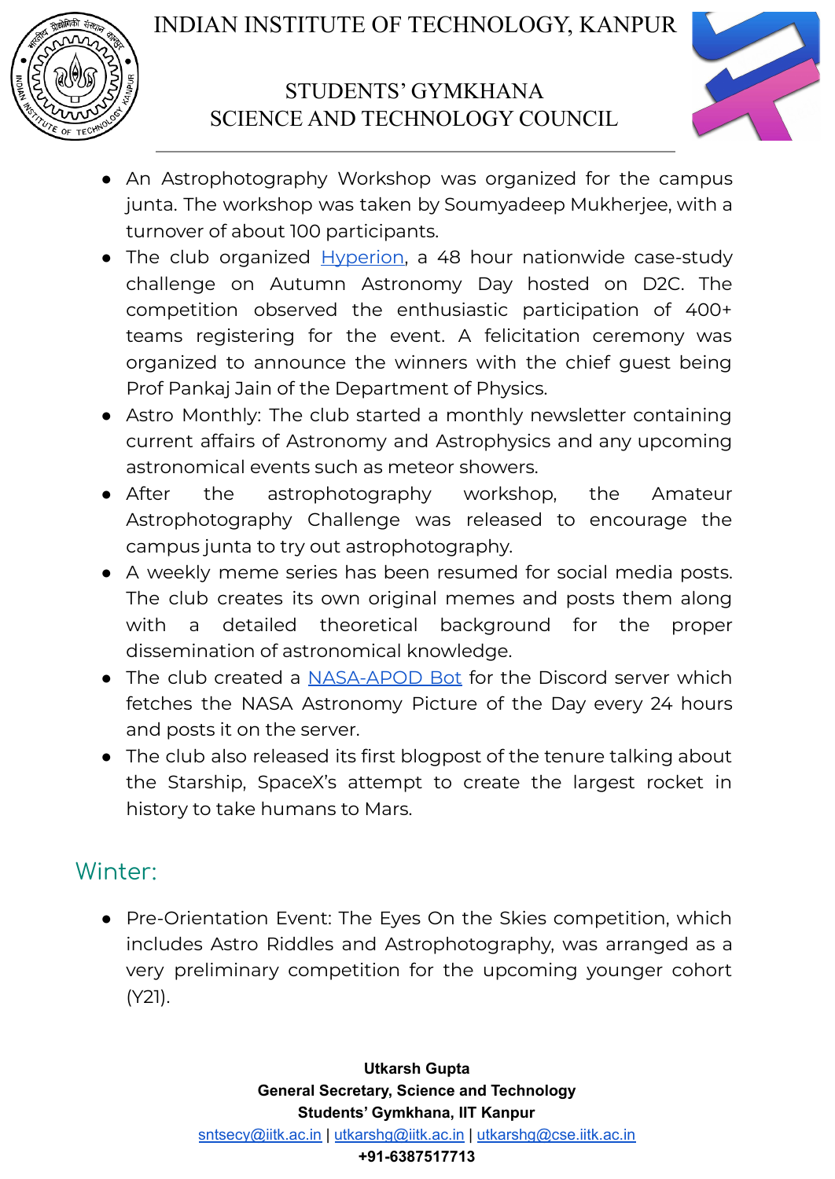- An Astrophotography Workshop was organized for the campus junta. The workshop was taken by Soumyadeep Mukherjee, with a turnover of about 100 participants.
- The club organized Hyperion, a 48 hour nationwide case-study challenge on Autumn Astronomy Day hosted on D2C. The competition observed the enthusiastic participation of 400+ teams registering for the event. A felicitation ceremony was organized to announce the winners with the chief guest being Prof Pankaj Jain of the Department of Physics.
- Astro Monthly: The club started a monthly newsletter containing current affairs of Astronomy and Astrophysics and any upcoming astronomical events such as meteor showers.
- After the astrophotography workshop, the Amateur Astrophotography Challenge was released to encourage the campus junta to try out astrophotography.
- A weekly meme series has been resumed for social media posts. The club creates its own original memes and posts them along with a detailed theoretical background for the proper dissemination of astronomical knowledge.
- The club created a NASA-APOD Bot for the Discord server which fetches the NASA Astronomy Picture of the Day every 24 hours and posts it on the server.
- The club also released its first blogpost of the tenure talking about the Starship, SpaceX's attempt to create the largest rocket in history to take humans to Mars.

## Winter:

- Pre-Orientation Event: The Eyes On the Skies competition, which includes Astro Riddles and Astrophotography, was arranged as a very preliminary competition for the upcoming younger cohort (Y21).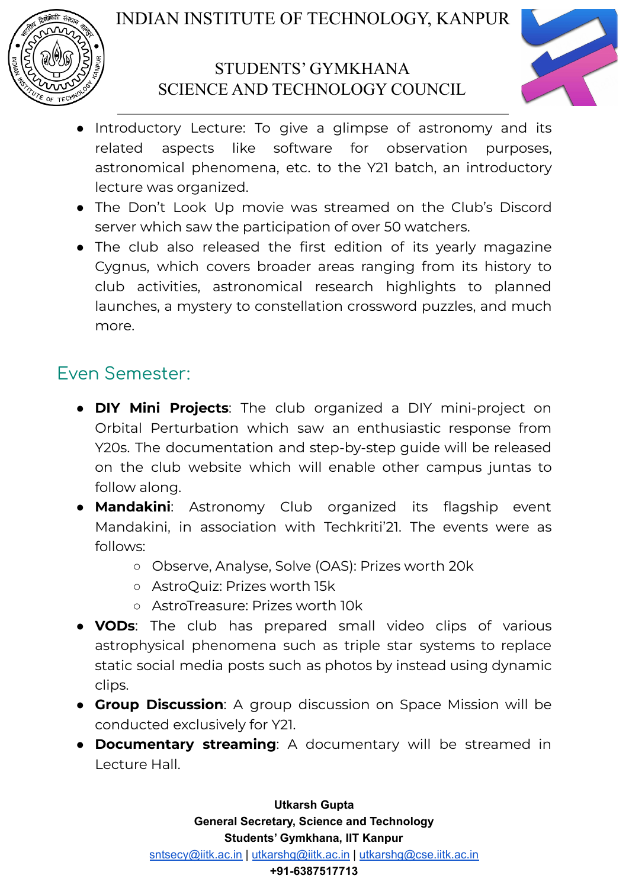- Introductory Lecture: To give a glimpse of astronomy and its related aspects like software for observation purposes, astronomical phenomena, etc. to the Y21 batch, an introductory lecture was organized.
- The Don't Look Up movie was streamed on the Club's Discord server which saw the participation of over 50 watchers.
- The club also released the first edition of its yearly magazine Cygnus, which covers broader areas ranging from its history to club activities, astronomical research highlights to planned launches, a mystery to constellation crossword puzzles, and much more.

## Even Semester:

- **DIY Mini Projects**: The club organized a DIY mini-project on Orbital Perturbation which saw an enthusiastic response from Y20s. The documentation and step-by-step guide will be released on the club website which will enable other campus juntas to follow along.
- **Mandakini**: Astronomy Club organized its flagship event Mandakini, in association with Techkriti'21. The events were as follows:
  - Observe, Analyse, Solve (OAS): Prizes worth 20k
  - AstroQuiz: Prizes worth 15k
  - AstroTreasure: Prizes worth 10k
- **VODs**: The club has prepared small video clips of various astrophysical phenomena such as triple star systems to replace static social media posts such as photos by instead using dynamic clips.
- **Group Discussion**: A group discussion on Space Mission will be conducted exclusively for Y21.
- **Documentary streaming**: A documentary will be streamed in Lecture Hall.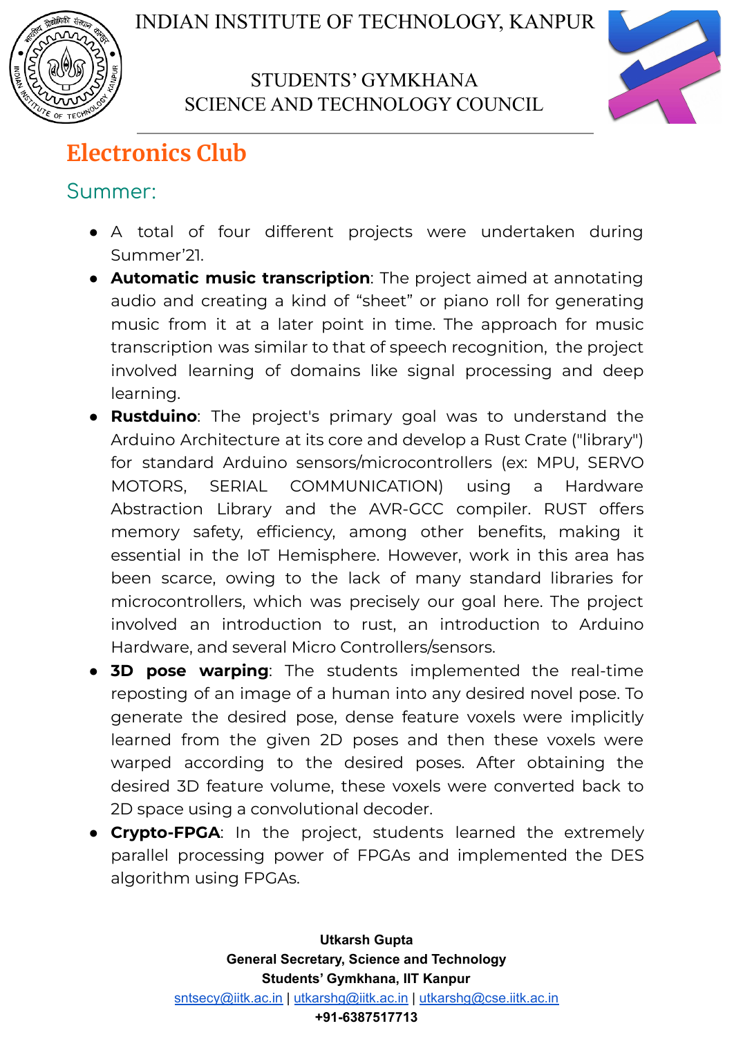# Electronics Club

## Summer:

- A total of four different projects were undertaken during Summer'21.
- **Automatic music transcription**: The project aimed at annotating audio and creating a kind of "sheet" or piano roll for generating music from it at a later point in time. The approach for music transcription was similar to that of speech recognition, the project involved learning of domains like signal processing and deep learning.
- **Rustduino**: The project's primary goal was to understand the Arduino Architecture at its core and develop a Rust Crate ("library") for standard Arduino sensors/microcontrollers (ex: MPU, SERVO MOTORS, SERIAL COMMUNICATION) using a Hardware Abstraction Library and the AVR-GCC compiler. RUST offers memory safety, efficiency, among other benefits, making it essential in the IoT Hemisphere. However, work in this area has been scarce, owing to the lack of many standard libraries for microcontrollers, which was precisely our goal here. The project involved an introduction to rust, an introduction to Arduino Hardware, and several Micro Controllers/sensors.
- **3D pose warping**: The students implemented the real-time reposting of an image of a human into any desired novel pose. To generate the desired pose, dense feature voxels were implicitly learned from the given 2D poses and then these voxels were warped according to the desired poses. After obtaining the desired 3D feature volume, these voxels were converted back to 2D space using a convolutional decoder.
- **Crypto-FPGA**: In the project, students learned the extremely parallel processing power of FPGAs and implemented the DES algorithm using FPGAs.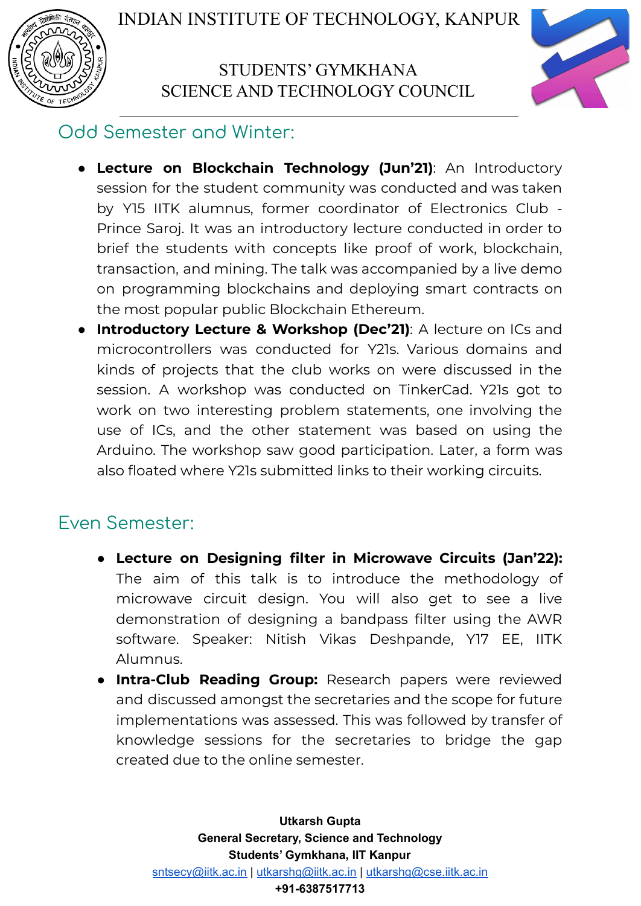## Odd Semester and Winter:

- **Lecture on Blockchain Technology (Jun'21)**: An Introductory session for the student community was conducted and was taken by Y15 IITK alumnus, former coordinator of Electronics Club - Prince Saroj. It was an introductory lecture conducted in order to brief the students with concepts like proof of work, blockchain, transaction, and mining. The talk was accompanied by a live demo on programming blockchains and deploying smart contracts on the most popular public Blockchain Ethereum.
- **Introductory Lecture & Workshop (Dec'21)**: A lecture on ICs and microcontrollers was conducted for Y21s. Various domains and kinds of projects that the club works on were discussed in the session. A workshop was conducted on TinkerCad. Y21s got to work on two interesting problem statements, one involving the use of ICs, and the other statement was based on using the Arduino. The workshop saw good participation. Later, a form was also floated where Y21s submitted links to their working circuits.

## Even Semester:

- **Lecture on Designing filter in Microwave Circuits (Jan'22):** The aim of this talk is to introduce the methodology of microwave circuit design. You will also get to see a live demonstration of designing a bandpass filter using the AWR software. Speaker: Nitish Vikas Deshpande, Y17 EE, IITK Alumnus.
- **Intra-Club Reading Group:** Research papers were reviewed and discussed amongst the secretaries and the scope for future implementations was assessed. This was followed by transfer of knowledge sessions for the secretaries to bridge the gap created due to the online semester.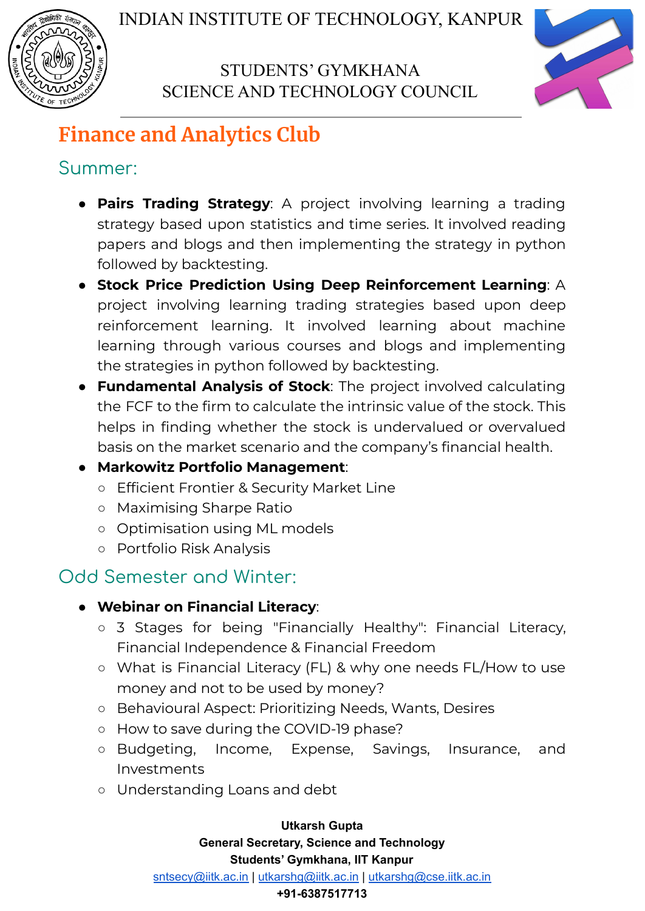## Finance and Analytics Club

### Summer:

- **Pairs Trading Strategy**: A project involving learning a trading strategy based upon statistics and time series. It involved reading papers and blogs and then implementing the strategy in python followed by backtesting.
- **Stock Price Prediction Using Deep Reinforcement Learning**: A project involving learning trading strategies based upon deep reinforcement learning. It involved learning about machine learning through various courses and blogs and implementing the strategies in python followed by backtesting.
- **Fundamental Analysis of Stock**: The project involved calculating the FCF to the firm to calculate the intrinsic value of the stock. This helps in finding whether the stock is undervalued or overvalued basis on the market scenario and the company's financial health.
- **Markowitz Portfolio Management**:
  - Efficient Frontier & Security Market Line
  - Maximising Sharpe Ratio
  - Optimisation using ML models
  - Portfolio Risk Analysis

### Odd Semester and Winter:

- **Webinar on Financial Literacy**:
  - 3 Stages for being "Financially Healthy": Financial Literacy, Financial Independence & Financial Freedom
  - What is Financial Literacy (FL) & why one needs FL/How to use money and not to be used by money?
  - Behavioural Aspect: Prioritizing Needs, Wants, Desires
  - How to save during the COVID-19 phase?
  - Budgeting, Income, Expense, Savings, Insurance, and Investments
  - Understanding Loans and debt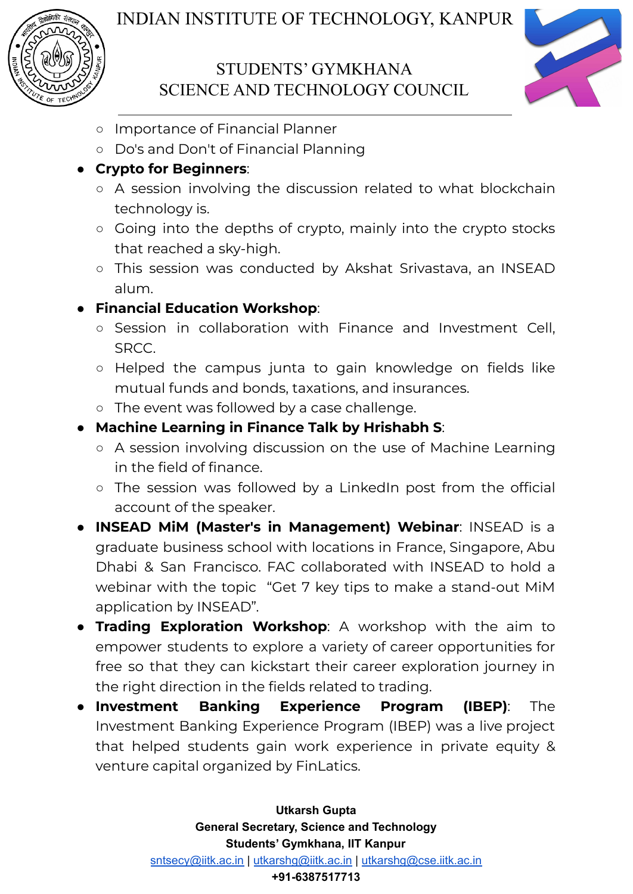- Importance of Financial Planner
    - Do's and Don't of Financial Planning
- **Crypto for Beginners**:
    - A session involving the discussion related to what blockchain technology is.
    - Going into the depths of crypto, mainly into the crypto stocks that reached a sky-high.
    - This session was conducted by Akshat Srivastava, an INSEAD alum.
- **Financial Education Workshop**:
    - Session in collaboration with Finance and Investment Cell, SRCC.
    - Helped the campus junta to gain knowledge on fields like mutual funds and bonds, taxations, and insurances.
    - The event was followed by a case challenge.
- **Machine Learning in Finance Talk by Hrishabh S**:
    - A session involving discussion on the use of Machine Learning in the field of finance.
    - The session was followed by a LinkedIn post from the official account of the speaker.
- **INSEAD MiM (Master's in Management) Webinar**: INSEAD is a graduate business school with locations in France, Singapore, Abu Dhabi & San Francisco. FAC collaborated with INSEAD to hold a webinar with the topic "Get 7 key tips to make a stand-out MiM application by INSEAD".
- **Trading Exploration Workshop**: A workshop with the aim to empower students to explore a variety of career opportunities for free so that they can kickstart their career exploration journey in the right direction in the fields related to trading.
- **Investment Banking Experience Program (IBEP)**: The Investment Banking Experience Program (IBEP) was a live project that helped students gain work experience in private equity & venture capital organized by FinLatics.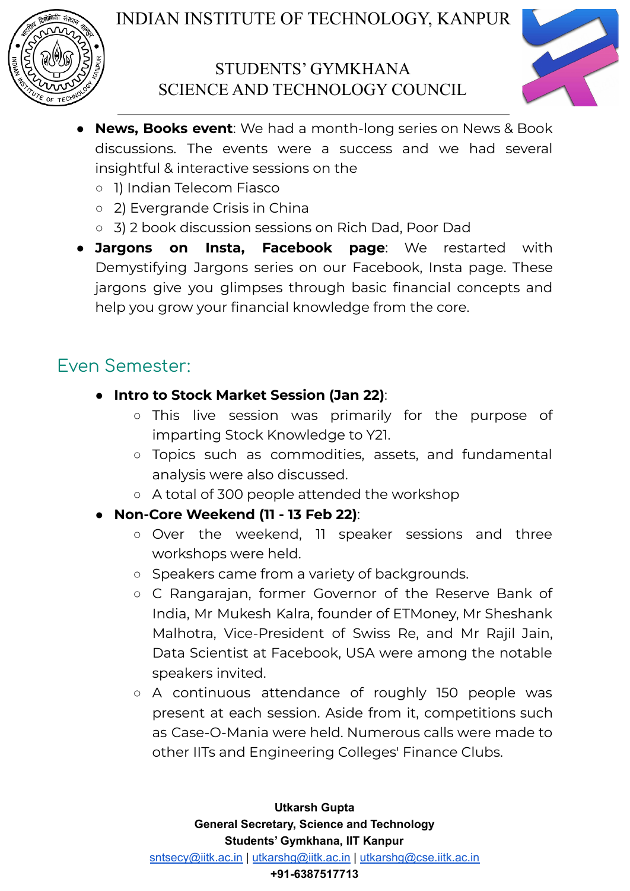- **News, Books event**: We had a month-long series on News & Book discussions. The events were a success and we had several insightful & interactive sessions on the
  - 1) Indian Telecom Fiasco
  - 2) Evergrande Crisis in China
  - 3) 2 book discussion sessions on Rich Dad, Poor Dad
- **Jargons on Insta, Facebook page**: We restarted with Demystifying Jargons series on our Facebook, Insta page. These jargons give you glimpses through basic financial concepts and help you grow your financial knowledge from the core.

## Even Semester:

- **Intro to Stock Market Session (Jan 22)**:
  - This live session was primarily for the purpose of imparting Stock Knowledge to Y21.
  - Topics such as commodities, assets, and fundamental analysis were also discussed.
  - A total of 300 people attended the workshop
- **Non-Core Weekend (11 - 13 Feb 22)**:
  - Over the weekend, 11 speaker sessions and three workshops were held.
  - Speakers came from a variety of backgrounds.
  - C Rangarajan, former Governor of the Reserve Bank of India, Mr Mukesh Kalra, founder of ETMoney, Mr Sheshank Malhotra, Vice-President of Swiss Re, and Mr Rajil Jain, Data Scientist at Facebook, USA were among the notable speakers invited.
  - A continuous attendance of roughly 150 people was present at each session. Aside from it, competitions such as Case-O-Mania were held. Numerous calls were made to other IITs and Engineering Colleges' Finance Clubs.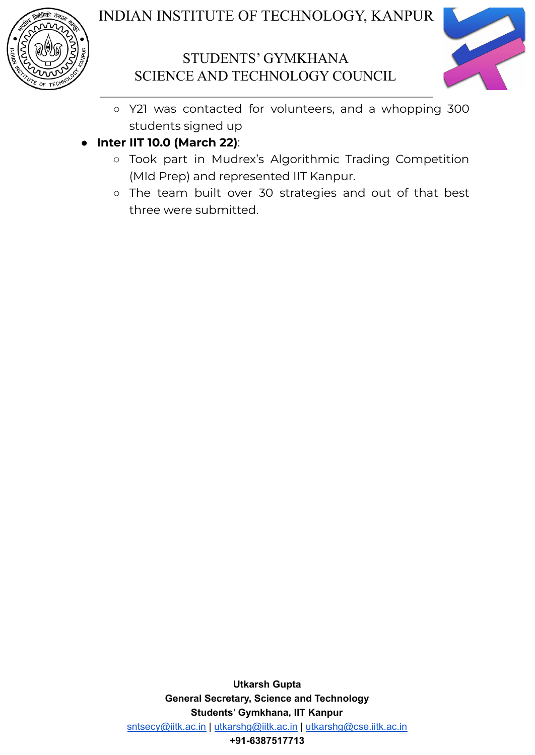- Y21 was contacted for volunteers, and a whopping 300 students signed up
- **Inter IIT 10.0 (March 22)**:
  - Took part in Mudrex's Algorithmic Trading Competition (MId Prep) and represented IIT Kanpur.
  - The team built over 30 strategies and out of that best three were submitted.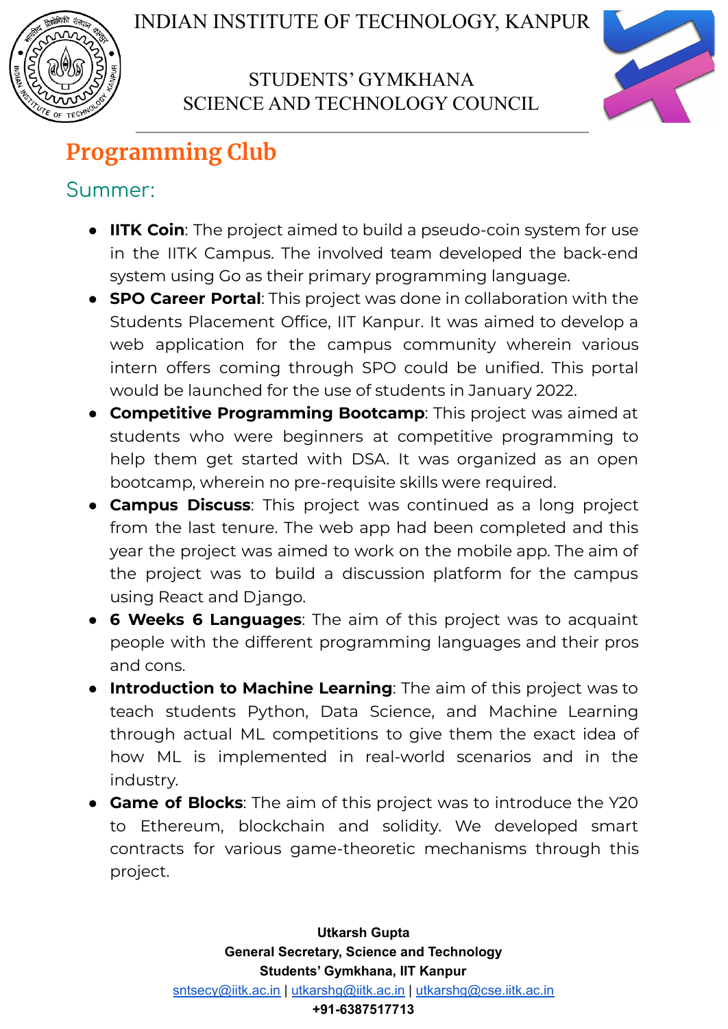## Programming Club

### Summer:

- **IITK Coin**: The project aimed to build a pseudo-coin system for use in the IITK Campus. The involved team developed the back-end system using Go as their primary programming language.
- **SPO Career Portal**: This project was done in collaboration with the Students Placement Office, IIT Kanpur. It was aimed to develop a web application for the campus community wherein various intern offers coming through SPO could be unified. This portal would be launched for the use of students in January 2022.
- **Competitive Programming Bootcamp**: This project was aimed at students who were beginners at competitive programming to help them get started with DSA. It was organized as an open bootcamp, wherein no pre-requisite skills were required.
- **Campus Discuss**: This project was continued as a long project from the last tenure. The web app had been completed and this year the project was aimed to work on the mobile app. The aim of the project was to build a discussion platform for the campus using React and Django.
- **6 Weeks 6 Languages**: The aim of this project was to acquaint people with the different programming languages and their pros and cons.
- **Introduction to Machine Learning**: The aim of this project was to teach students Python, Data Science, and Machine Learning through actual ML competitions to give them the exact idea of how ML is implemented in real-world scenarios and in the industry.
- **Game of Blocks**: The aim of this project was to introduce the Y20 to Ethereum, blockchain and solidity. We developed smart contracts for various game-theoretic mechanisms through this project.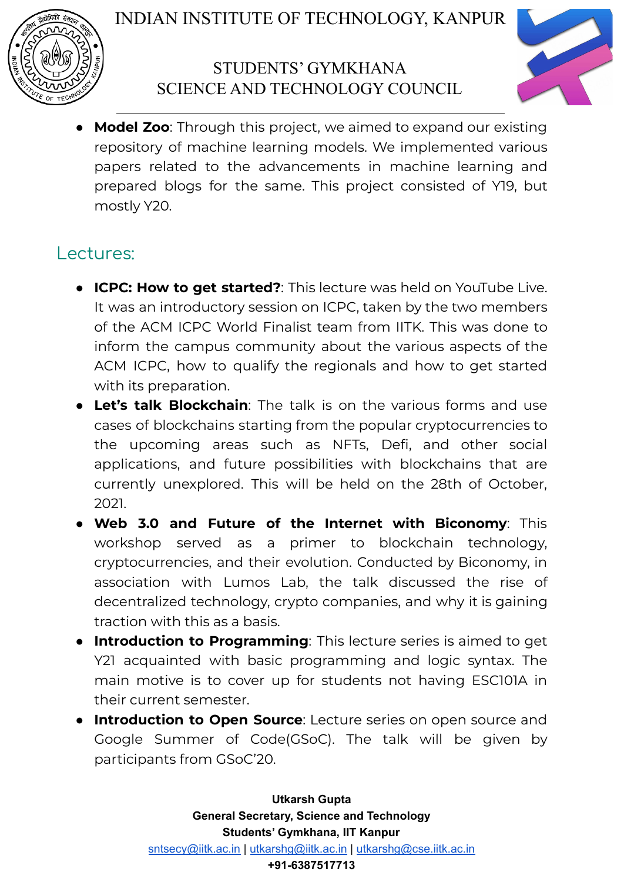- **Model Zoo**: Through this project, we aimed to expand our existing repository of machine learning models. We implemented various papers related to the advancements in machine learning and prepared blogs for the same. This project consisted of Y19, but mostly Y20.

## Lectures:

- **ICPC: How to get started?**: This lecture was held on YouTube Live. It was an introductory session on ICPC, taken by the two members of the ACM ICPC World Finalist team from IITK. This was done to inform the campus community about the various aspects of the ACM ICPC, how to qualify the regionals and how to get started with its preparation.
- **Let's talk Blockchain**: The talk is on the various forms and use cases of blockchains starting from the popular cryptocurrencies to the upcoming areas such as NFTs, Defi, and other social applications, and future possibilities with blockchains that are currently unexplored. This will be held on the 28th of October, 2021.
- **Web 3.0 and Future of the Internet with Biconomy**: This workshop served as a primer to blockchain technology, cryptocurrencies, and their evolution. Conducted by Biconomy, in association with Lumos Lab, the talk discussed the rise of decentralized technology, crypto companies, and why it is gaining traction with this as a basis.
- **Introduction to Programming**: This lecture series is aimed to get Y21 acquainted with basic programming and logic syntax. The main motive is to cover up for students not having ESC101A in their current semester.
- **Introduction to Open Source**: Lecture series on open source and Google Summer of Code(GSoC). The talk will be given by participants from GSoC'20.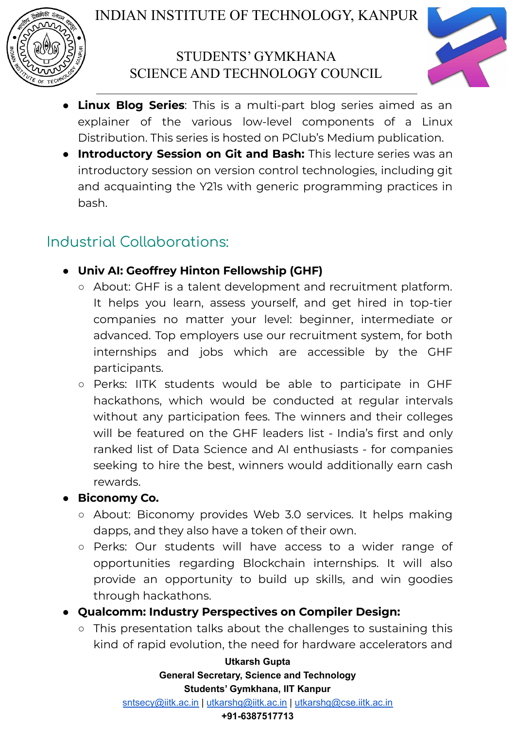- **Linux Blog Series**: This is a multi-part blog series aimed as an explainer of the various low-level components of a Linux Distribution. This series is hosted on PClub's Medium publication.
- **Introductory Session on Git and Bash:** This lecture series was an introductory session on version control technologies, including git and acquainting the Y21s with generic programming practices in bash.

## Industrial Collaborations:

- **Univ AI: Geoffrey Hinton Fellowship (GHF)**
  - About: GHF is a talent development and recruitment platform. It helps you learn, assess yourself, and get hired in top-tier companies no matter your level: beginner, intermediate or advanced. Top employers use our recruitment system, for both internships and jobs which are accessible by the GHF participants.
  - Perks: IITK students would be able to participate in GHF hackathons, which would be conducted at regular intervals without any participation fees. The winners and their colleges will be featured on the GHF leaders list - India's first and only ranked list of Data Science and AI enthusiasts - for companies seeking to hire the best, winners would additionally earn cash rewards.
- **Biconomy Co.**
  - About: Biconomy provides Web 3.0 services. It helps making dapps, and they also have a token of their own.
  - Perks: Our students will have access to a wider range of opportunities regarding Blockchain internships. It will also provide an opportunity to build up skills, and win goodies through hackathons.
- **Qualcomm: Industry Perspectives on Compiler Design:**
  - This presentation talks about the challenges to sustaining this kind of rapid evolution, the need for hardware accelerators and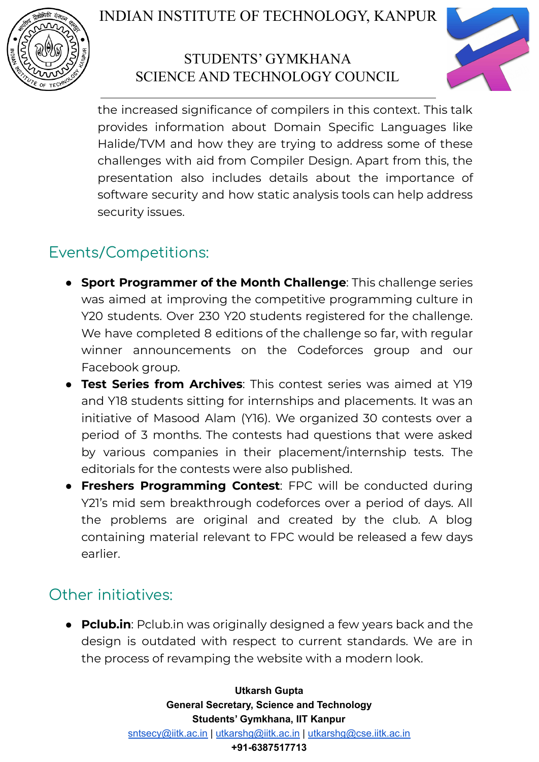the increased significance of compilers in this context. This talk provides information about Domain Specific Languages like Halide/TVM and how they are trying to address some of these challenges with aid from Compiler Design. Apart from this, the presentation also includes details about the importance of software security and how static analysis tools can help address security issues.

## Events/Competitions:

- **Sport Programmer of the Month Challenge**: This challenge series was aimed at improving the competitive programming culture in Y20 students. Over 230 Y20 students registered for the challenge. We have completed 8 editions of the challenge so far, with regular winner announcements on the Codeforces group and our Facebook group.
- **Test Series from Archives**: This contest series was aimed at Y19 and Y18 students sitting for internships and placements. It was an initiative of Masood Alam (Y16). We organized 30 contests over a period of 3 months. The contests had questions that were asked by various companies in their placement/internship tests. The editorials for the contests were also published.
- **Freshers Programming Contest**: FPC will be conducted during Y21's mid sem breakthrough codeforces over a period of days. All the problems are original and created by the club. A blog containing material relevant to FPC would be released a few days earlier.

## Other initiatives:

- **Pclub.in**: Pclub.in was originally designed a few years back and the design is outdated with respect to current standards. We are in the process of revamping the website with a modern look.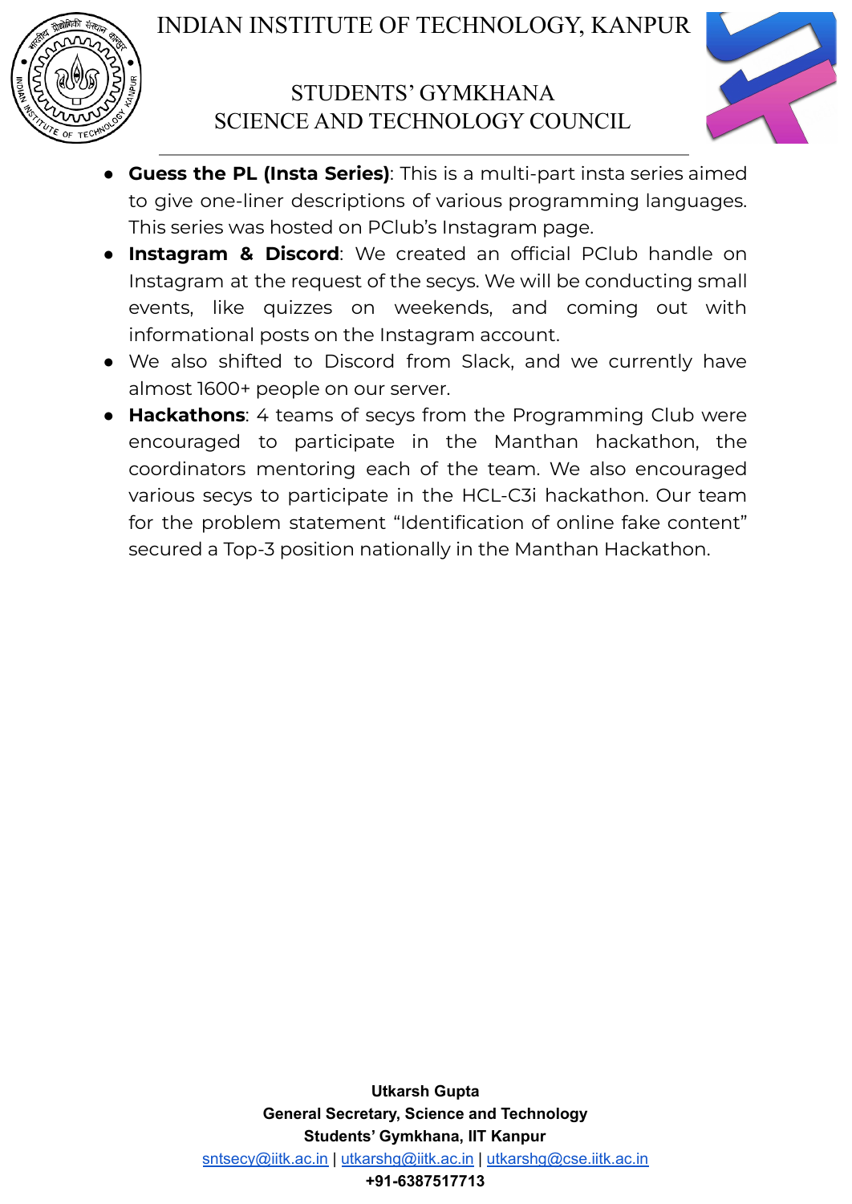- **Guess the PL (Insta Series)**: This is a multi-part insta series aimed to give one-liner descriptions of various programming languages. This series was hosted on PClub's Instagram page.
- **Instagram & Discord**: We created an official PClub handle on Instagram at the request of the secys. We will be conducting small events, like quizzes on weekends, and coming out with informational posts on the Instagram account.
- We also shifted to Discord from Slack, and we currently have almost 1600+ people on our server.
- **Hackathons**: 4 teams of secys from the Programming Club were encouraged to participate in the Manthan hackathon, the coordinators mentoring each of the team. We also encouraged various secys to participate in the HCL-C3i hackathon. Our team for the problem statement "Identification of online fake content" secured a Top-3 position nationally in the Manthan Hackathon.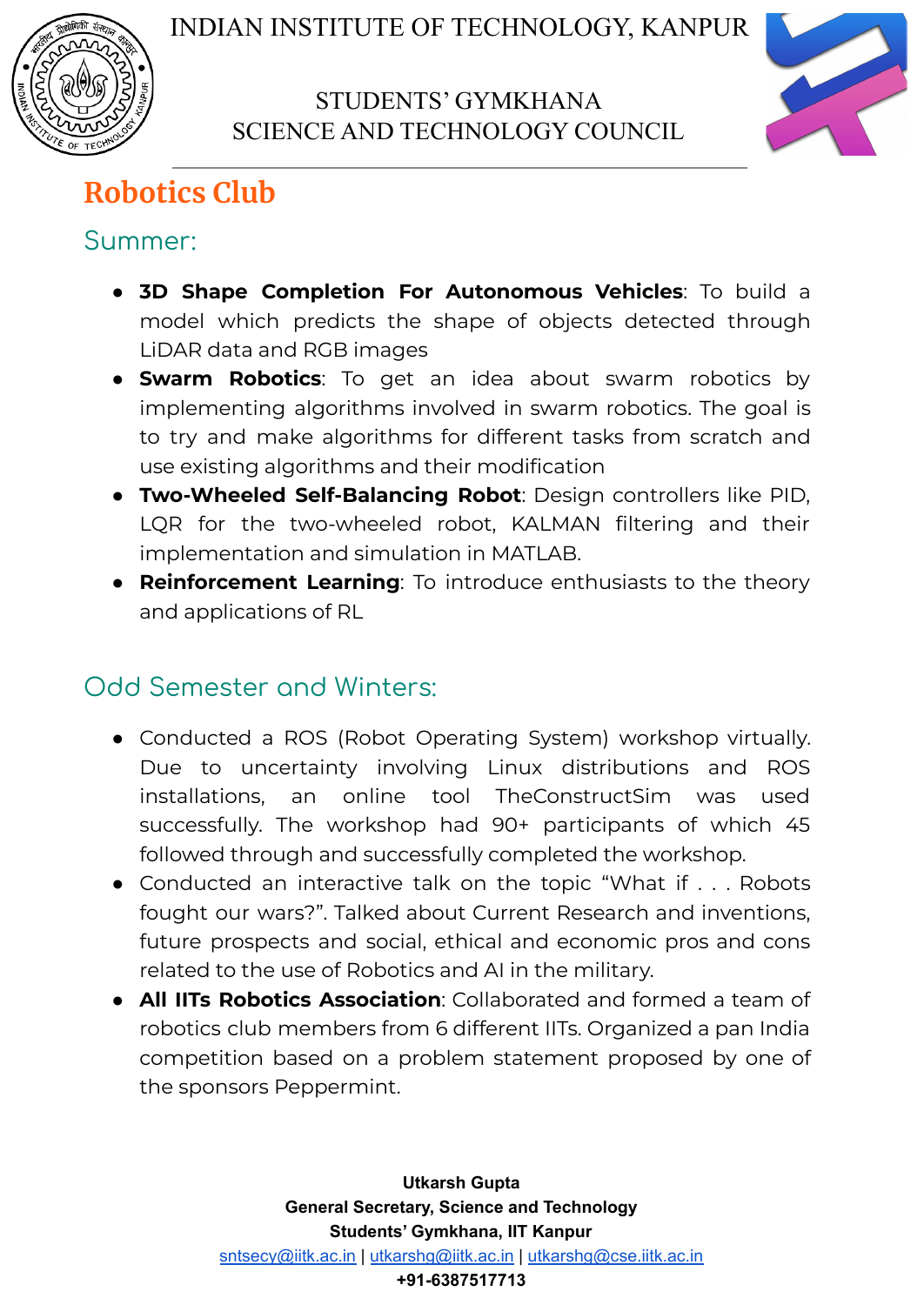## Robotics Club

### Summer:

- **3D Shape Completion For Autonomous Vehicles**: To build a model which predicts the shape of objects detected through LiDAR data and RGB images
- **Swarm Robotics**: To get an idea about swarm robotics by implementing algorithms involved in swarm robotics. The goal is to try and make algorithms for different tasks from scratch and use existing algorithms and their modification
- **Two-Wheeled Self-Balancing Robot**: Design controllers like PID, LQR for the two-wheeled robot, KALMAN filtering and their implementation and simulation in MATLAB.
- **Reinforcement Learning**: To introduce enthusiasts to the theory and applications of RL

### Odd Semester and Winters:

- Conducted a ROS (Robot Operating System) workshop virtually. Due to uncertainty involving Linux distributions and ROS installations, an online tool TheConstructSim was used successfully. The workshop had 90+ participants of which 45 followed through and successfully completed the workshop.
- Conducted an interactive talk on the topic "What if . . . Robots fought our wars?". Talked about Current Research and inventions, future prospects and social, ethical and economic pros and cons related to the use of Robotics and AI in the military.
- **All IITs Robotics Association**: Collaborated and formed a team of robotics club members from 6 different IITs. Organized a pan India competition based on a problem statement proposed by one of the sponsors Peppermint.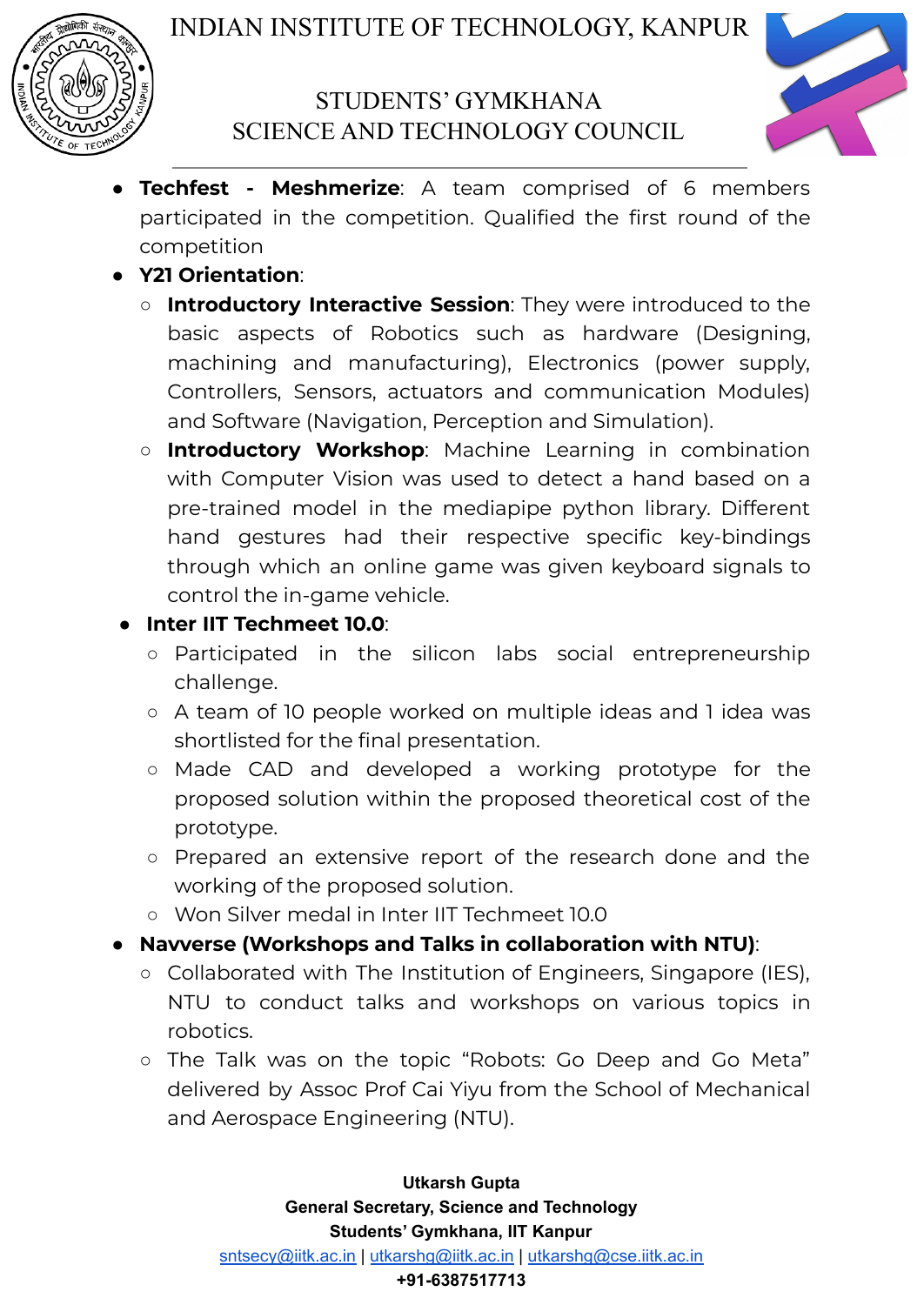- **Techfest - Meshmerize**: A team comprised of 6 members participated in the competition. Qualified the first round of the competition
- **Y21 Orientation**:
  - **Introductory Interactive Session**: They were introduced to the basic aspects of Robotics such as hardware (Designing, machining and manufacturing), Electronics (power supply, Controllers, Sensors, actuators and communication Modules) and Software (Navigation, Perception and Simulation).
  - **Introductory Workshop**: Machine Learning in combination with Computer Vision was used to detect a hand based on a pre-trained model in the mediapipe python library. Different hand gestures had their respective specific key-bindings through which an online game was given keyboard signals to control the in-game vehicle.
- **Inter IIT Techmeet 10.0**:
  - Participated in the silicon labs social entrepreneurship challenge.
  - A team of 10 people worked on multiple ideas and 1 idea was shortlisted for the final presentation.
  - Made CAD and developed a working prototype for the proposed solution within the proposed theoretical cost of the prototype.
  - Prepared an extensive report of the research done and the working of the proposed solution.
  - Won Silver medal in Inter IIT Techmeet 10.0
- **Navverse (Workshops and Talks in collaboration with NTU)**:
  - Collaborated with The Institution of Engineers, Singapore (IES), NTU to conduct talks and workshops on various topics in robotics.
  - The Talk was on the topic "Robots: Go Deep and Go Meta" delivered by Assoc Prof Cai Yiyu from the School of Mechanical and Aerospace Engineering (NTU).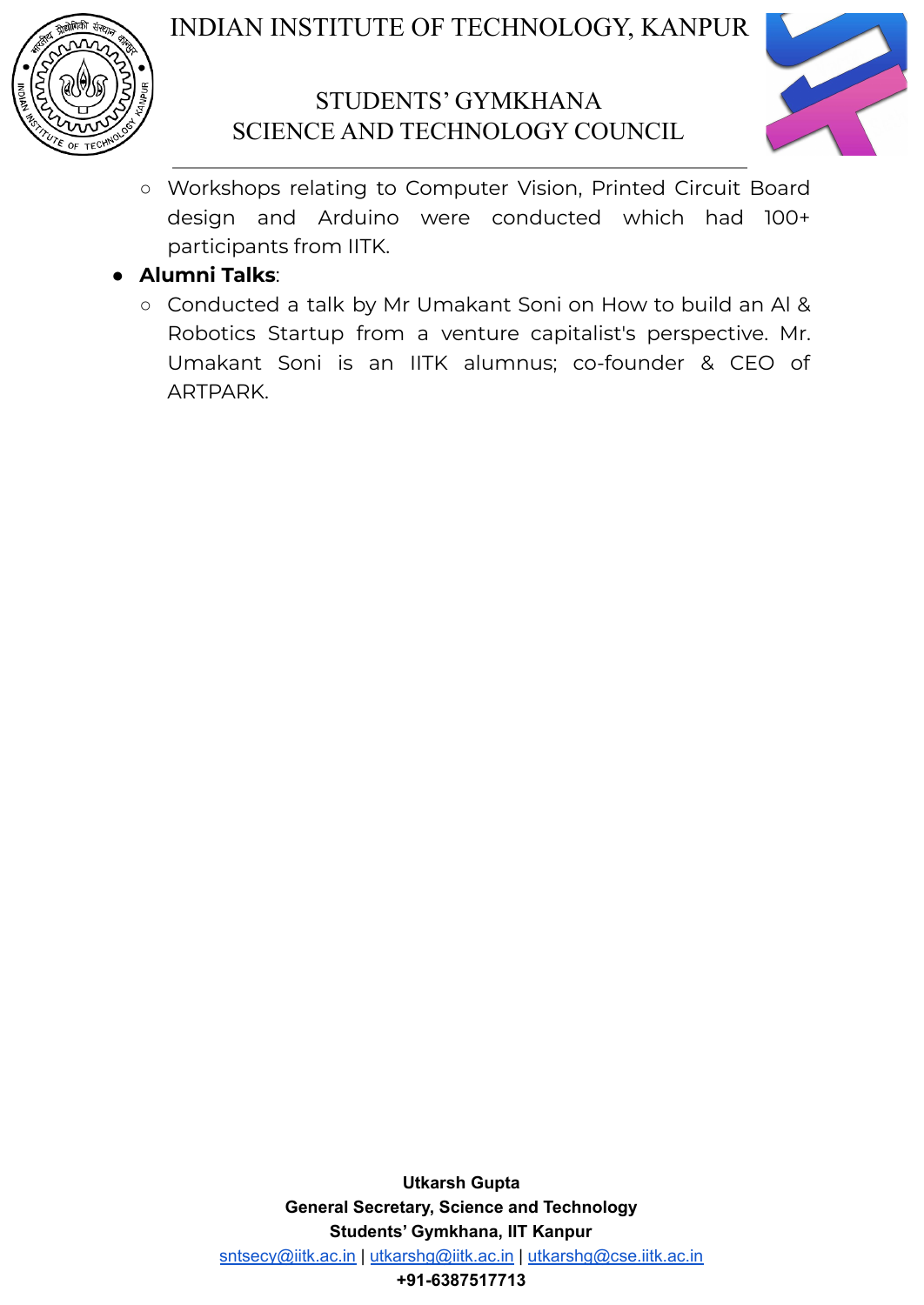- Workshops relating to Computer Vision, Printed Circuit Board design and Arduino were conducted which had 100+ participants from IITK.
- **Alumni Talks**:
    - Conducted a talk by Mr Umakant Soni on How to build an AI & Robotics Startup from a venture capitalist's perspective. Mr. Umakant Soni is an IITK alumnus; co-founder & CEO of ARTPARK.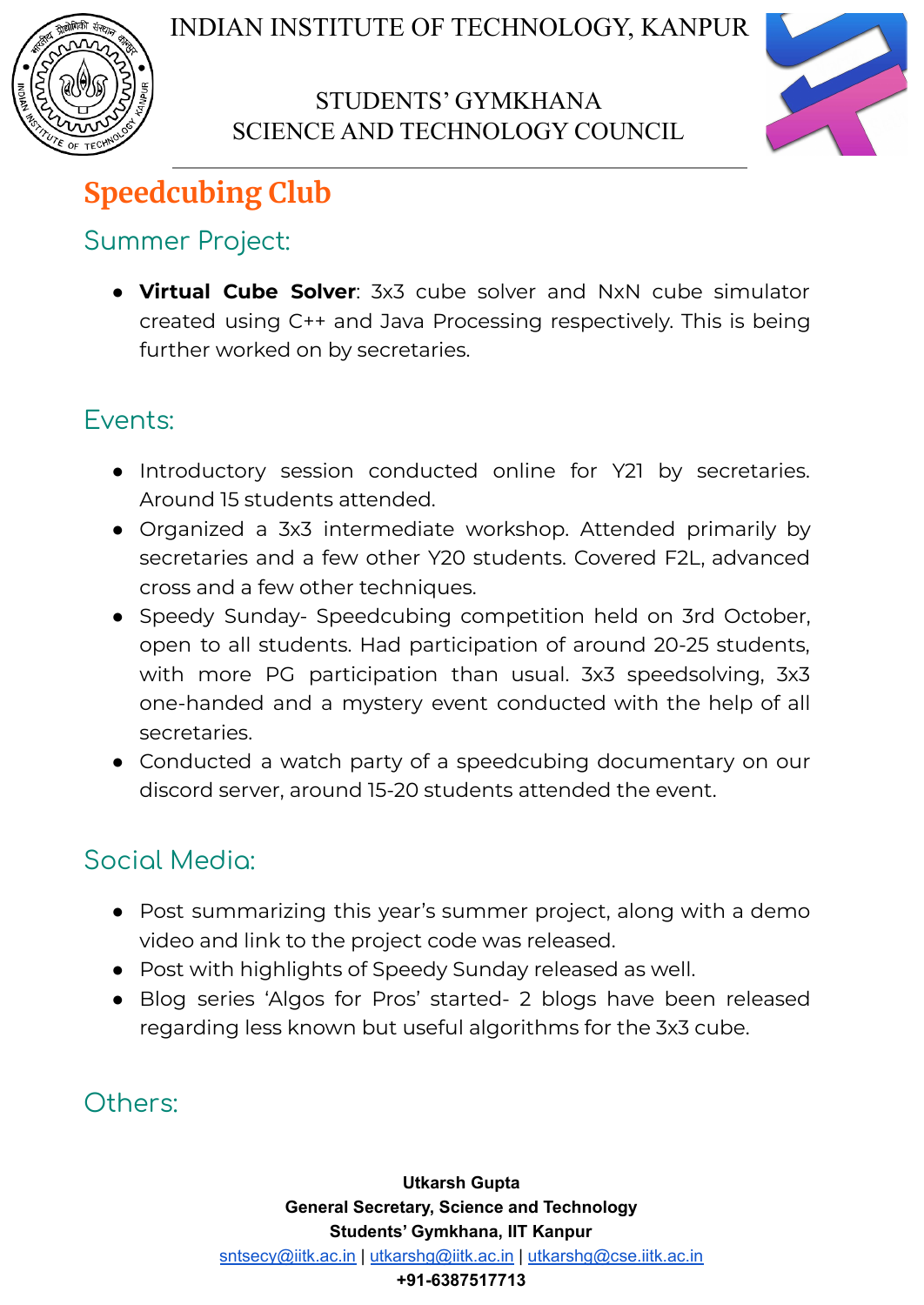# Speedcubing Club

## Summer Project:

- **Virtual Cube Solver**: 3x3 cube solver and NxN cube simulator created using C++ and Java Processing respectively. This is being further worked on by secretaries.

## Events:

- Introductory session conducted online for Y21 by secretaries. Around 15 students attended.
- Organized a 3x3 intermediate workshop. Attended primarily by secretaries and a few other Y20 students. Covered F2L, advanced cross and a few other techniques.
- Speedy Sunday- Speedcubing competition held on 3rd October, open to all students. Had participation of around 20-25 students, with more PG participation than usual. 3x3 speedsolving, 3x3 one-handed and a mystery event conducted with the help of all secretaries.
- Conducted a watch party of a speedcubing documentary on our discord server, around 15-20 students attended the event.

## Social Media:

- Post summarizing this year's summer project, along with a demo video and link to the project code was released.
- Post with highlights of Speedy Sunday released as well.
- Blog series 'Algos for Pros' started- 2 blogs have been released regarding less known but useful algorithms for the 3x3 cube.

## Others: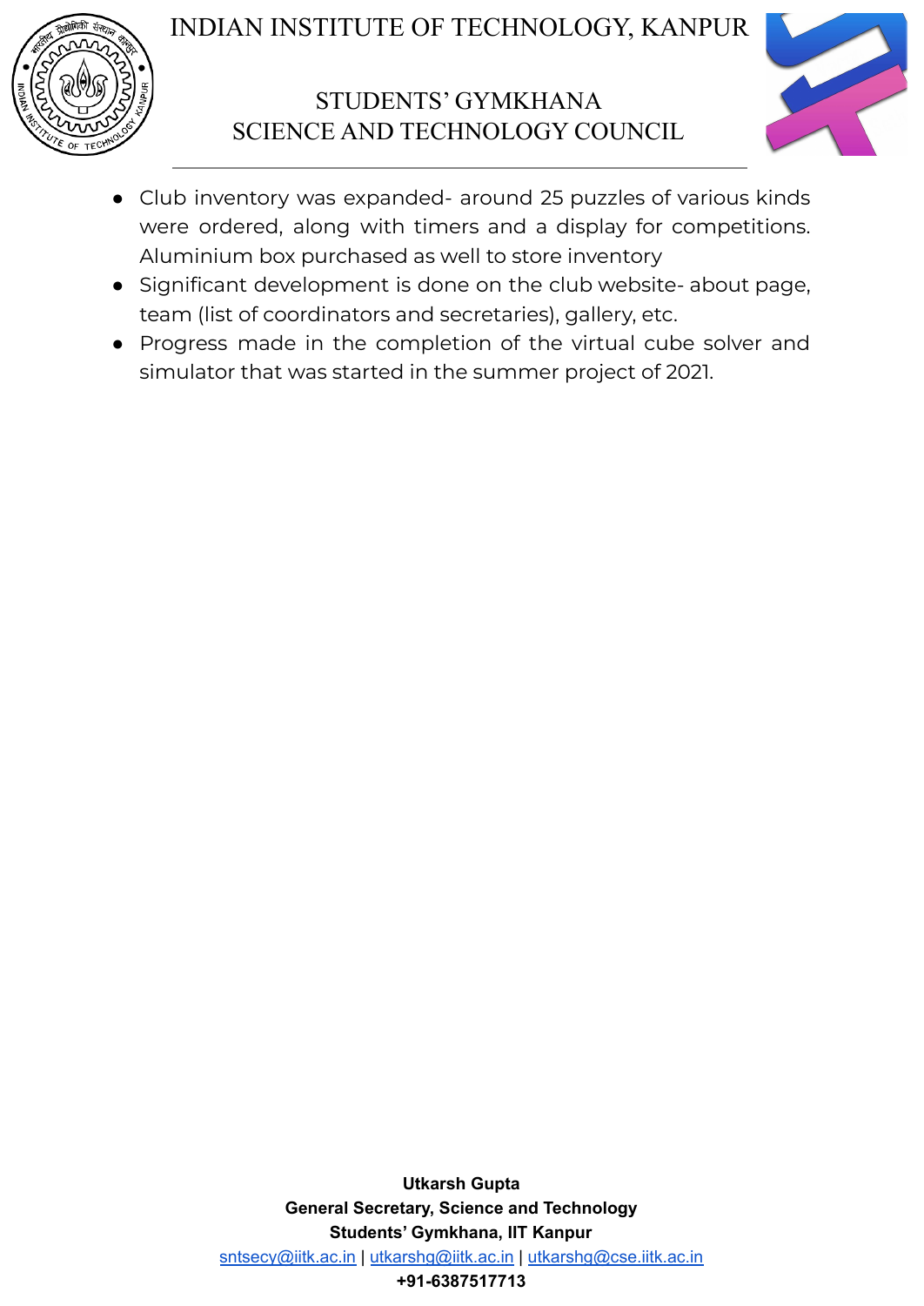- Club inventory was expanded- around 25 puzzles of various kinds were ordered, along with timers and a display for competitions. Aluminium box purchased as well to store inventory
- Significant development is done on the club website- about page, team (list of coordinators and secretaries), gallery, etc.
- Progress made in the completion of the virtual cube solver and simulator that was started in the summer project of 2021.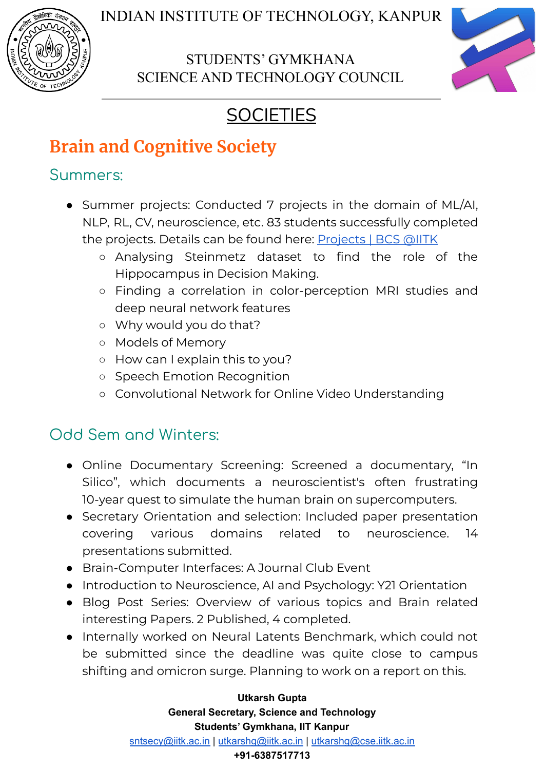# SOCIETIES

## Brain and Cognitive Society

### Summers:

- Summer projects: Conducted 7 projects in the domain of ML/AI, NLP, RL, CV, neuroscience, etc. 83 students successfully completed the projects. Details can be found here: [Projects | BCS @IITK]
  - Analysing Steinmetz dataset to find the role of the Hippocampus in Decision Making.
  - Finding a correlation in color-perception MRI studies and deep neural network features
  - Why would you do that?
  - Models of Memory
  - How can I explain this to you?
  - Speech Emotion Recognition
  - Convolutional Network for Online Video Understanding

### Odd Sem and Winters:

- Online Documentary Screening: Screened a documentary, “In Silico”, which documents a neuroscientist's often frustrating 10-year quest to simulate the human brain on supercomputers.
- Secretary Orientation and selection: Included paper presentation covering various domains related to neuroscience. 14 presentations submitted.
- Brain-Computer Interfaces: A Journal Club Event
- Introduction to Neuroscience, AI and Psychology: Y21 Orientation
- Blog Post Series: Overview of various topics and Brain related interesting Papers. 2 Published, 4 completed.
- Internally worked on Neural Latents Benchmark, which could not be submitted since the deadline was quite close to campus shifting and omicron surge. Planning to work on a report on this.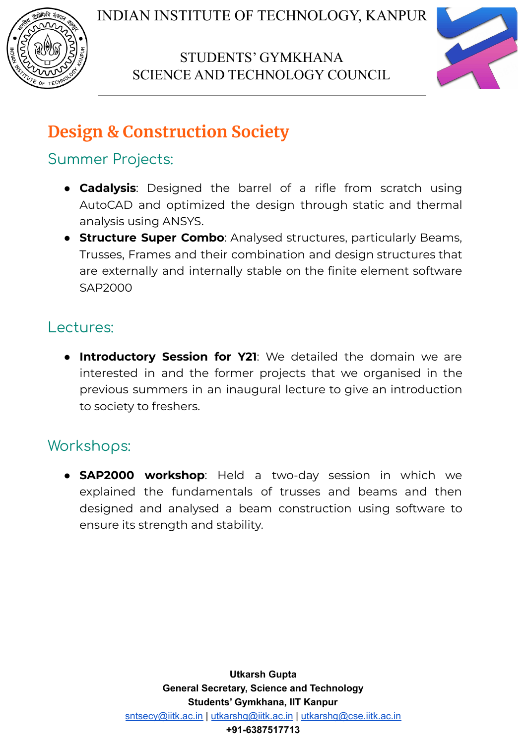## Design & Construction Society

### Summer Projects:

- **Cadalysis**: Designed the barrel of a rifle from scratch using AutoCAD and optimized the design through static and thermal analysis using ANSYS.
- **Structure Super Combo**: Analysed structures, particularly Beams, Trusses, Frames and their combination and design structures that are externally and internally stable on the finite element software SAP2000

### Lectures:

- **Introductory Session for Y21**: We detailed the domain we are interested in and the former projects that we organised in the previous summers in an inaugural lecture to give an introduction to society to freshers.

### Workshops:

- **SAP2000 workshop**: Held a two-day session in which we explained the fundamentals of trusses and beams and then designed and analysed a beam construction using software to ensure its strength and stability.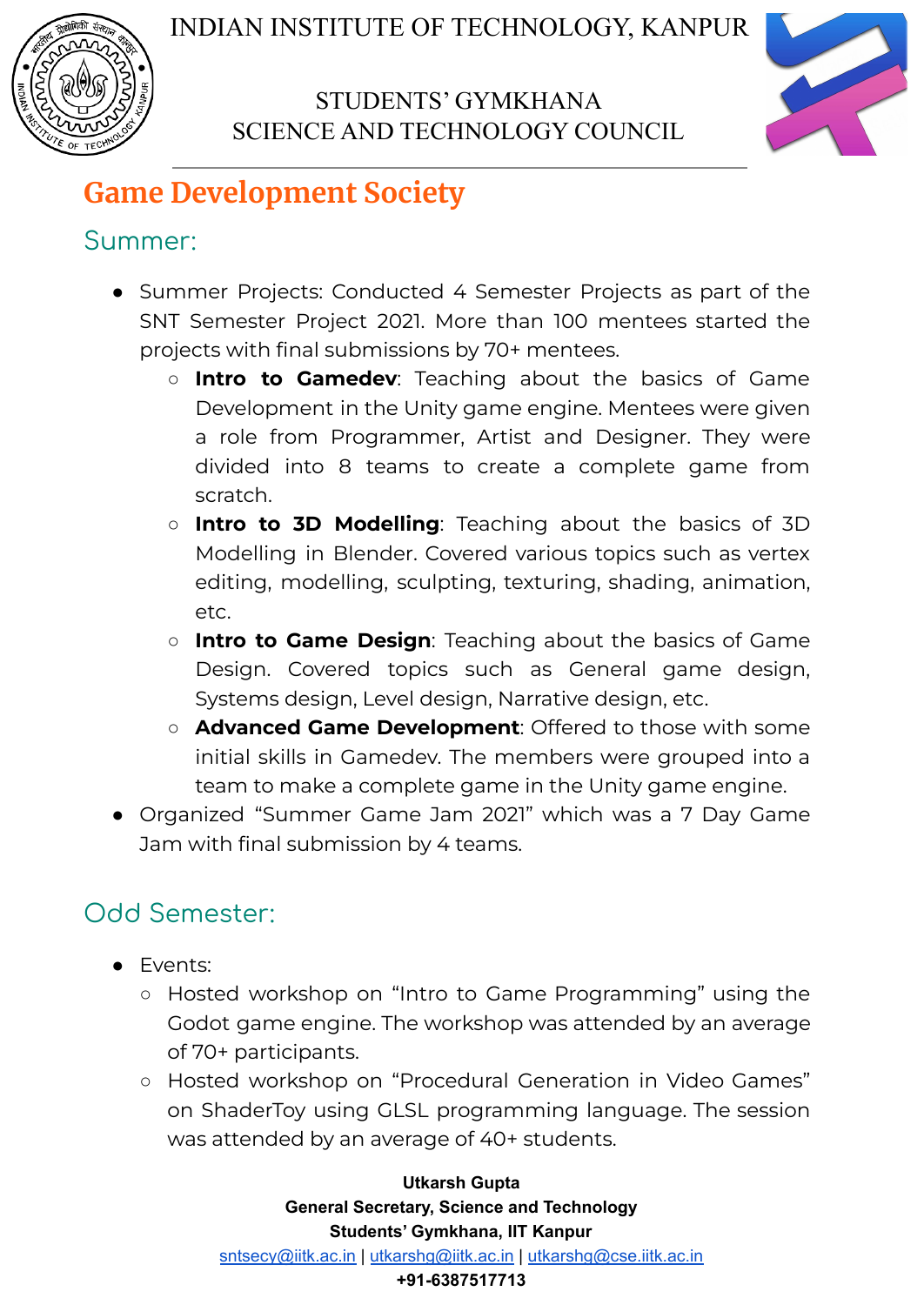INDIAN INSTITUTE OF TECHNOLOGY, KANPUR

STUDENTS' GYMKHANA
SCIENCE AND TECHNOLOGY COUNCIL

# Game Development Society

## Summer:

- Summer Projects: Conducted 4 Semester Projects as part of the SNT Semester Project 2021. More than 100 mentees started the projects with final submissions by 70+ mentees.
  - **Intro to Gamedev**: Teaching about the basics of Game Development in the Unity game engine. Mentees were given a role from Programmer, Artist and Designer. They were divided into 8 teams to create a complete game from scratch.
  - **Intro to 3D Modelling**: Teaching about the basics of 3D Modelling in Blender. Covered various topics such as vertex editing, modelling, sculpting, texturing, shading, animation, etc.
  - **Intro to Game Design**: Teaching about the basics of Game Design. Covered topics such as General game design, Systems design, Level design, Narrative design, etc.
  - **Advanced Game Development**: Offered to those with some initial skills in Gamedev. The members were grouped into a team to make a complete game in the Unity game engine.
- Organized "Summer Game Jam 2021" which was a 7 Day Game Jam with final submission by 4 teams.

## Odd Semester:

- Events:
  - Hosted workshop on "Intro to Game Programming" using the Godot game engine. The workshop was attended by an average of 70+ participants.
  - Hosted workshop on "Procedural Generation in Video Games" on ShaderToy using GLSL programming language. The session was attended by an average of 40+ students.

**Utkarsh Gupta**
**General Secretary, Science and Technology**
**Students' Gymkhana, IIT Kanpur**
sntsecy@iitk.ac.in | utkarshg@iitk.ac.in | utkarshg@cse.iitk.ac.in
**+91-6387517713**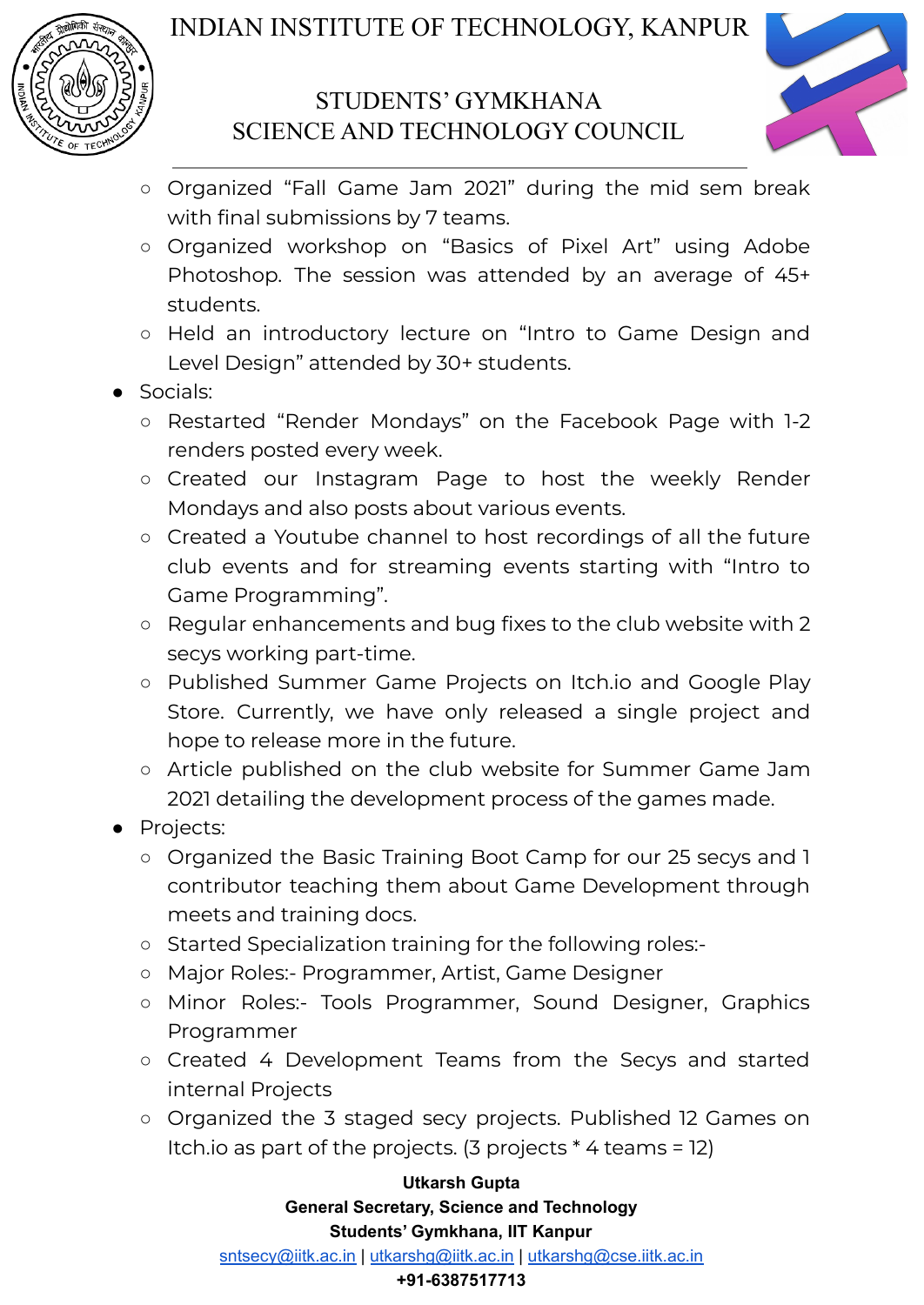- Organized "Fall Game Jam 2021" during the mid sem break with final submissions by 7 teams.
- Organized workshop on "Basics of Pixel Art" using Adobe Photoshop. The session was attended by an average of 45+ students.
- Held an introductory lecture on "Intro to Game Design and Level Design" attended by 30+ students.

- Socials:
    - Restarted "Render Mondays" on the Facebook Page with 1-2 renders posted every week.
    - Created our Instagram Page to host the weekly Render Mondays and also posts about various events.
    - Created a Youtube channel to host recordings of all the future club events and for streaming events starting with "Intro to Game Programming".
    - Regular enhancements and bug fixes to the club website with 2 secys working part-time.
    - Published Summer Game Projects on Itch.io and Google Play Store. Currently, we have only released a single project and hope to release more in the future.
    - Article published on the club website for Summer Game Jam 2021 detailing the development process of the games made.
- Projects:
    - Organized the Basic Training Boot Camp for our 25 secys and 1 contributor teaching them about Game Development through meets and training docs.
    - Started Specialization training for the following roles:-
    - Major Roles:- Programmer, Artist, Game Designer
    - Minor Roles:- Tools Programmer, Sound Designer, Graphics Programmer
    - Created 4 Development Teams from the Secys and started internal Projects
    - Organized the 3 staged secy projects. Published 12 Games on Itch.io as part of the projects. (3 projects * 4 teams = 12)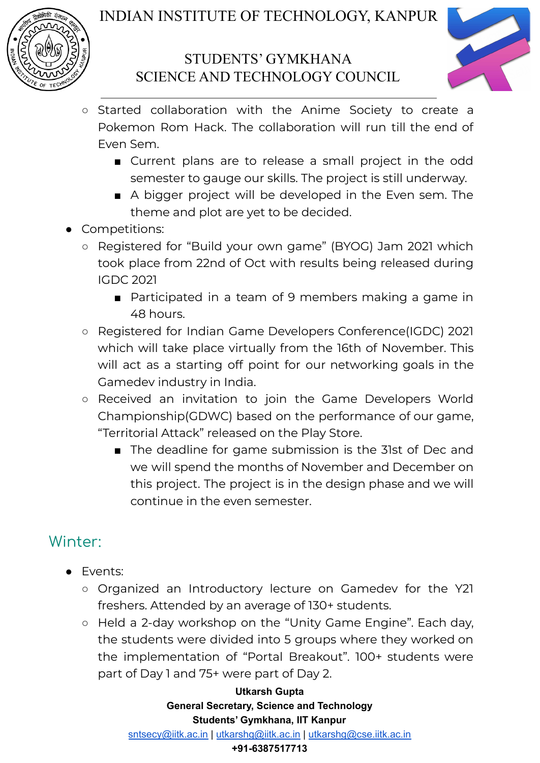- Started collaboration with the Anime Society to create a Pokemon Rom Hack. The collaboration will run till the end of Even Sem.
    - Current plans are to release a small project in the odd semester to gauge our skills. The project is still underway.
    - A bigger project will be developed in the Even sem. The theme and plot are yet to be decided.

- Competitions:
    - Registered for "Build your own game" (BYOG) Jam 2021 which took place from 22nd of Oct with results being released during IGDC 2021
        - Participated in a team of 9 members making a game in 48 hours.
    - Registered for Indian Game Developers Conference(IGDC) 2021 which will take place virtually from the 16th of November. This will act as a starting off point for our networking goals in the Gamedev industry in India.
    - Received an invitation to join the Game Developers World Championship(GDWC) based on the performance of our game, "Territorial Attack" released on the Play Store.
        - The deadline for game submission is the 31st of Dec and we will spend the months of November and December on this project. The project is in the design phase and we will continue in the even semester.

## Winter:

- Events:
    - Organized an Introductory lecture on Gamedev for the Y21 freshers. Attended by an average of 130+ students.
    - Held a 2-day workshop on the "Unity Game Engine". Each day, the students were divided into 5 groups where they worked on the implementation of "Portal Breakout". 100+ students were part of Day 1 and 75+ were part of Day 2.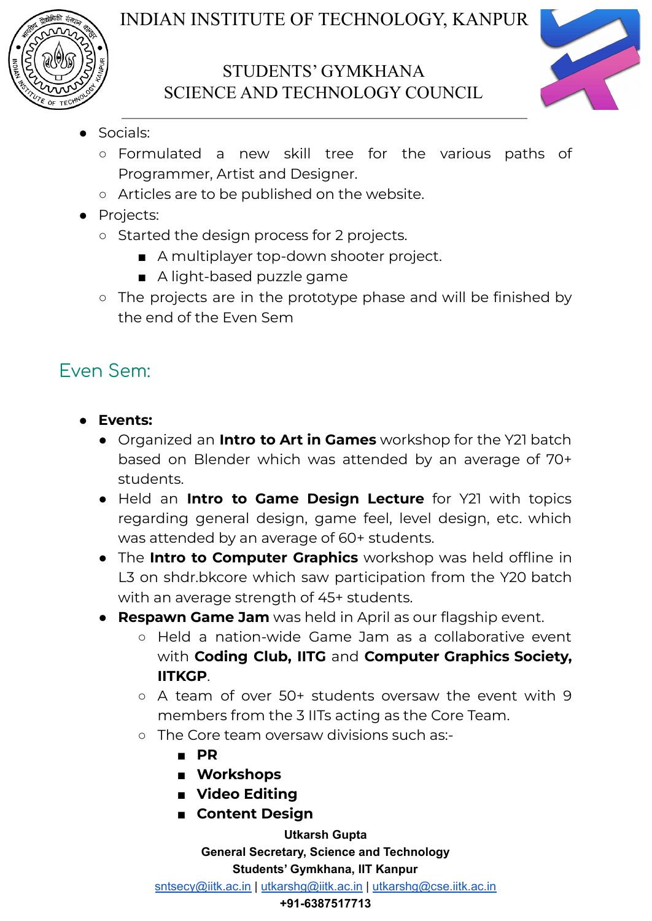- Socials:
  - Formulated a new skill tree for the various paths of Programmer, Artist and Designer.
  - Articles are to be published on the website.
- Projects:
  - Started the design process for 2 projects.
    - A multiplayer top-down shooter project.
    - A light-based puzzle game
  - The projects are in the prototype phase and will be finished by the end of the Even Sem

## Even Sem:

- **Events:**
  - Organized an **Intro to Art in Games** workshop for the Y21 batch based on Blender which was attended by an average of 70+ students.
  - Held an **Intro to Game Design Lecture** for Y21 with topics regarding general design, game feel, level design, etc. which was attended by an average of 60+ students.
  - The **Intro to Computer Graphics** workshop was held offline in L3 on shdr.bkcore which saw participation from the Y20 batch with an average strength of 45+ students.
  - **Respawn Game Jam** was held in April as our flagship event.
    - Held a nation-wide Game Jam as a collaborative event with **Coding Club, IITG** and **Computer Graphics Society, IITKGP**.
    - A team of over 50+ students oversaw the event with 9 members from the 3 IITs acting as the Core Team.
    - The Core team oversaw divisions such as:-
      - **PR**
      - **Workshops**
      - **Video Editing**
      - **Content Design**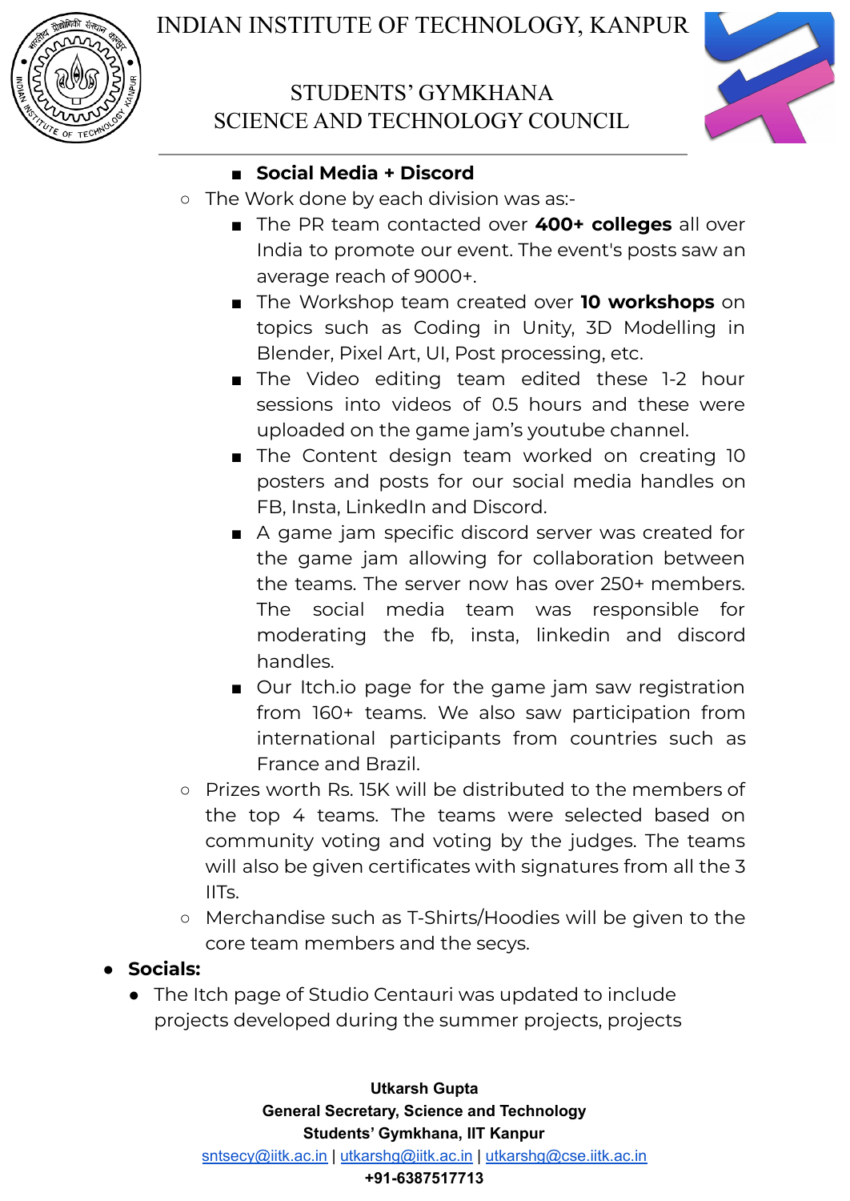- **Social Media + Discord**

- The Work done by each division was as:-
    - The PR team contacted over **400+ colleges** all over India to promote our event. The event's posts saw an average reach of 9000+.
    - The Workshop team created over **10 workshops** on topics such as Coding in Unity, 3D Modelling in Blender, Pixel Art, UI, Post processing, etc.
    - The Video editing team edited these 1-2 hour sessions into videos of 0.5 hours and these were uploaded on the game jam's youtube channel.
    - The Content design team worked on creating 10 posters and posts for our social media handles on FB, Insta, LinkedIn and Discord.
    - A game jam specific discord server was created for the game jam allowing for collaboration between the teams. The server now has over 250+ members. The social media team was responsible for moderating the fb, insta, linkedin and discord handles.
    - Our Itch.io page for the game jam saw registration from 160+ teams. We also saw participation from international participants from countries such as France and Brazil.
- Prizes worth Rs. 15K will be distributed to the members of the top 4 teams. The teams were selected based on community voting and voting by the judges. The teams will also be given certificates with signatures from all the 3 IITs.
- Merchandise such as T-Shirts/Hoodies will be given to the core team members and the secys.

- **Socials:**
    - The Itch page of Studio Centauri was updated to include projects developed during the summer projects, projects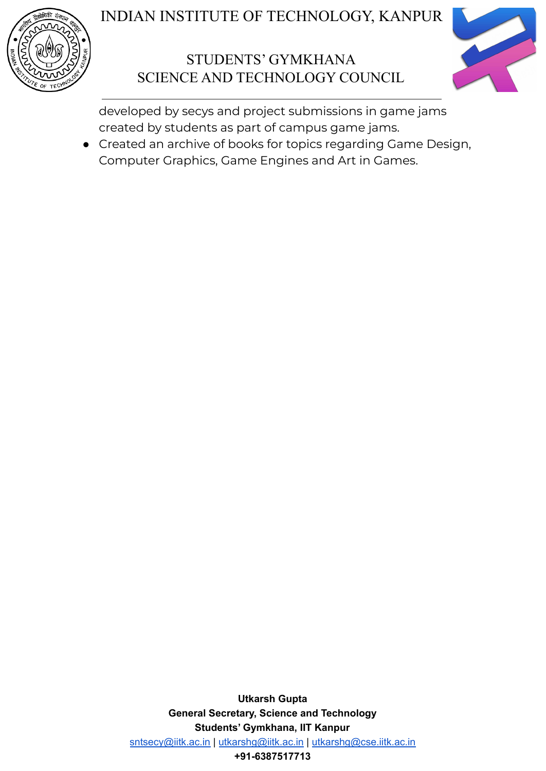developed by secys and project submissions in game jams created by students as part of campus game jams.

- Created an archive of books for topics regarding Game Design, Computer Graphics, Game Engines and Art in Games.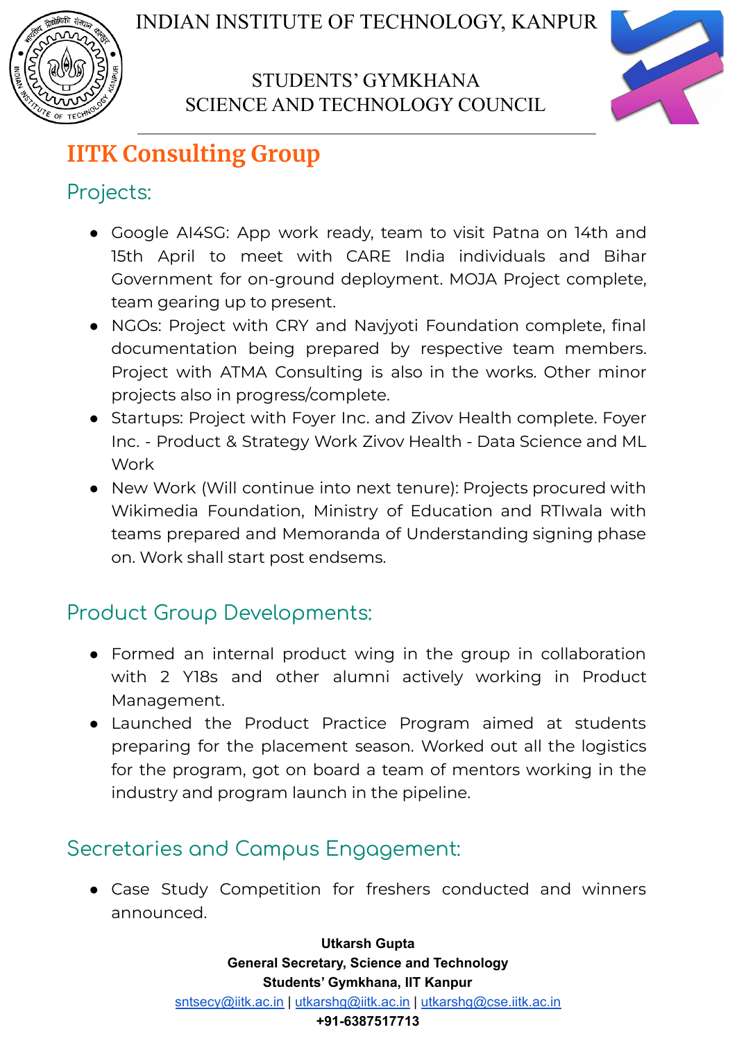INDIAN INSTITUTE OF TECHNOLOGY, KANPUR

STUDENTS' GYMKHANA
SCIENCE AND TECHNOLOGY COUNCIL

# IITK Consulting Group

## Projects:

- Google AI4SG: App work ready, team to visit Patna on 14th and 15th April to meet with CARE India individuals and Bihar Government for on-ground deployment. MOJA Project complete, team gearing up to present.
- NGOs: Project with CRY and Navjyoti Foundation complete, final documentation being prepared by respective team members. Project with ATMA Consulting is also in the works. Other minor projects also in progress/complete.
- Startups: Project with Foyer Inc. and Zivov Health complete. Foyer Inc. - Product & Strategy Work Zivov Health - Data Science and ML Work
- New Work (Will continue into next tenure): Projects procured with Wikimedia Foundation, Ministry of Education and RTIwala with teams prepared and Memoranda of Understanding signing phase on. Work shall start post endsems.

## Product Group Developments:

- Formed an internal product wing in the group in collaboration with 2 Y18s and other alumni actively working in Product Management.
- Launched the Product Practice Program aimed at students preparing for the placement season. Worked out all the logistics for the program, got on board a team of mentors working in the industry and program launch in the pipeline.

## Secretaries and Campus Engagement:

- Case Study Competition for freshers conducted and winners announced.

**Utkarsh Gupta**
**General Secretary, Science and Technology**
**Students' Gymkhana, IIT Kanpur**
sntsecy@iitk.ac.in | utkarshg@iitk.ac.in | utkarshg@cse.iitk.ac.in
**+91-6387517713**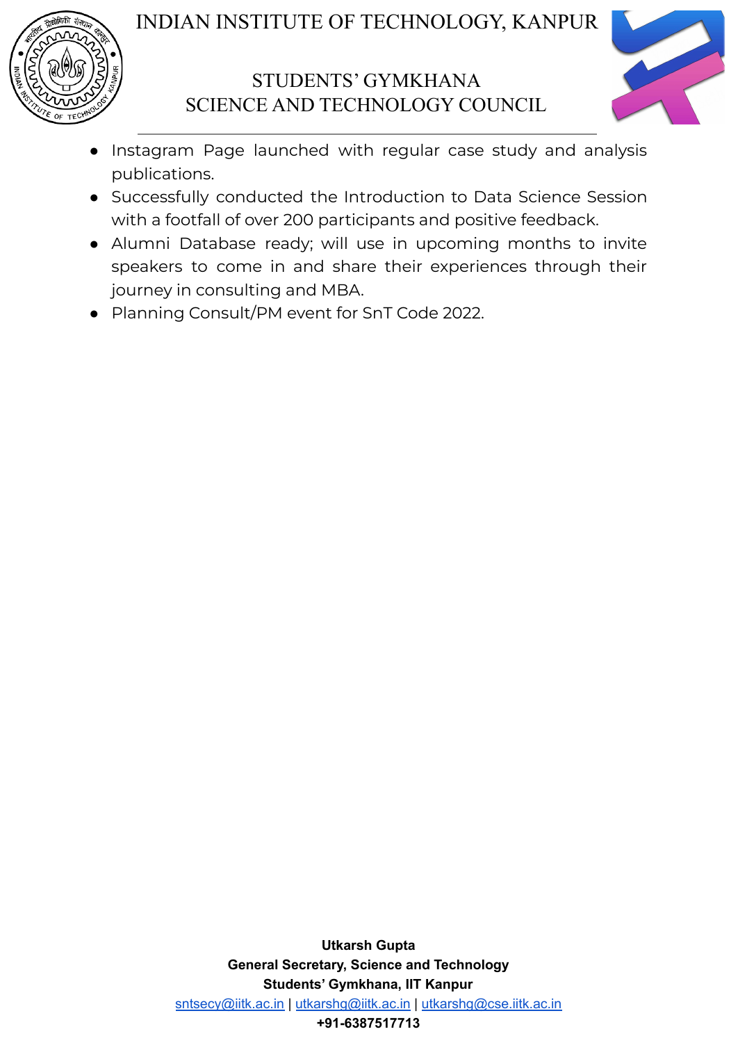- Instagram Page launched with regular case study and analysis publications.
- Successfully conducted the Introduction to Data Science Session with a footfall of over 200 participants and positive feedback.
- Alumni Database ready; will use in upcoming months to invite speakers to come in and share their experiences through their journey in consulting and MBA.
- Planning Consult/PM event for SnT Code 2022.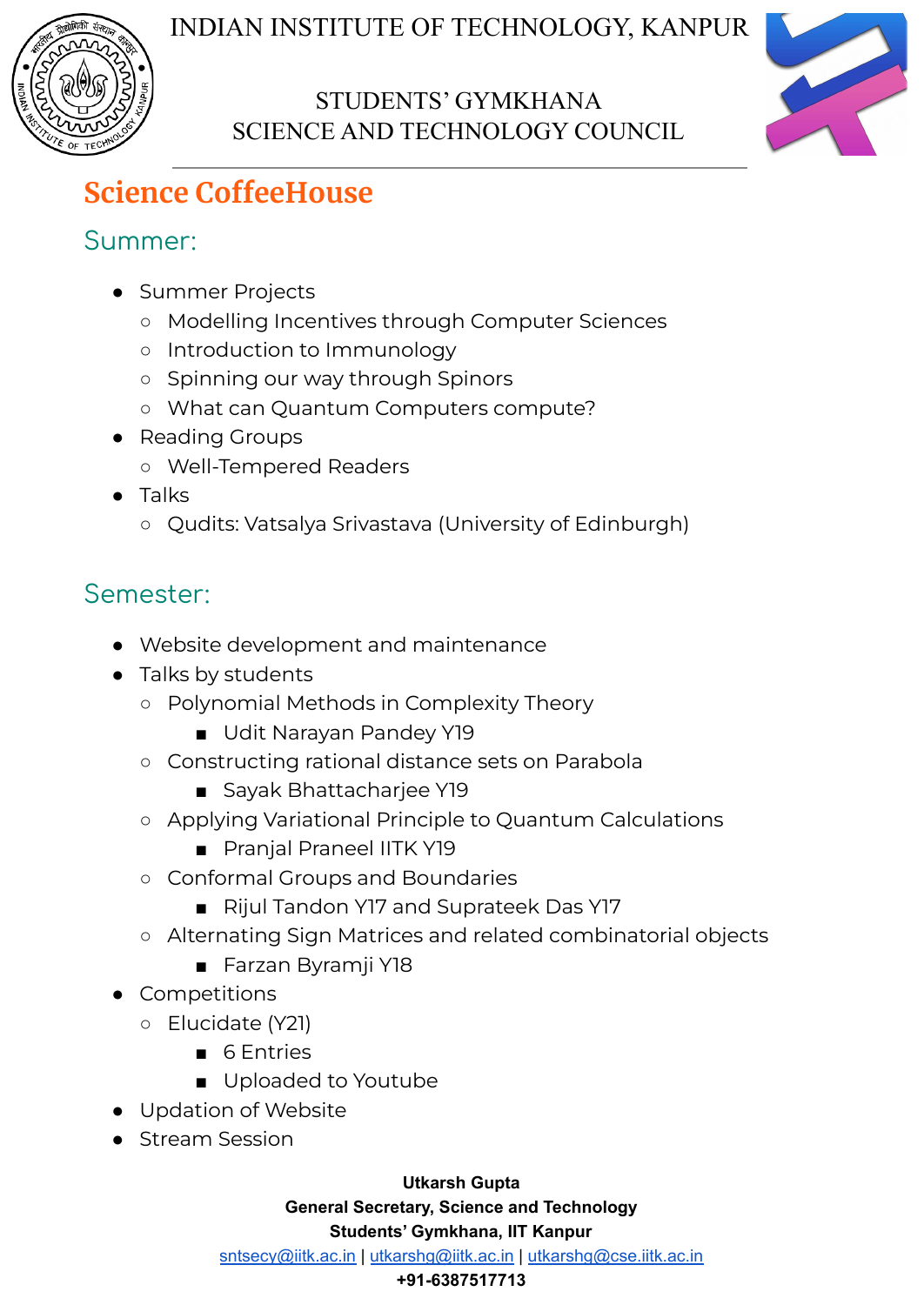INDIAN INSTITUTE OF TECHNOLOGY, KANPUR

STUDENTS' GYMKHANA
SCIENCE AND TECHNOLOGY COUNCIL

# Science CoffeeHouse

## Summer:

- Summer Projects
  - Modelling Incentives through Computer Sciences
  - Introduction to Immunology
  - Spinning our way through Spinors
  - What can Quantum Computers compute?
- Reading Groups
  - Well-Tempered Readers
- Talks
  - Qudits: Vatsalya Srivastava (University of Edinburgh)

## Semester:

- Website development and maintenance
- Talks by students
  - Polynomial Methods in Complexity Theory
    - Udit Narayan Pandey Y19
  - Constructing rational distance sets on Parabola
    - Sayak Bhattacharjee Y19
  - Applying Variational Principle to Quantum Calculations
    - Pranjal Praneel IITK Y19
  - Conformal Groups and Boundaries
    - Rijul Tandon Y17 and Suprateek Das Y17
  - Alternating Sign Matrices and related combinatorial objects
    - Farzan Byramji Y18
- Competitions
  - Elucidate (Y21)
    - 6 Entries
    - Uploaded to Youtube
- Updation of Website
- Stream Session

**Utkarsh Gupta**
**General Secretary, Science and Technology**
**Students' Gymkhana, IIT Kanpur**
sntsecy@iitk.ac.in | utkarshg@iitk.ac.in | utkarshg@cse.iitk.ac.in
**+91-6387517713**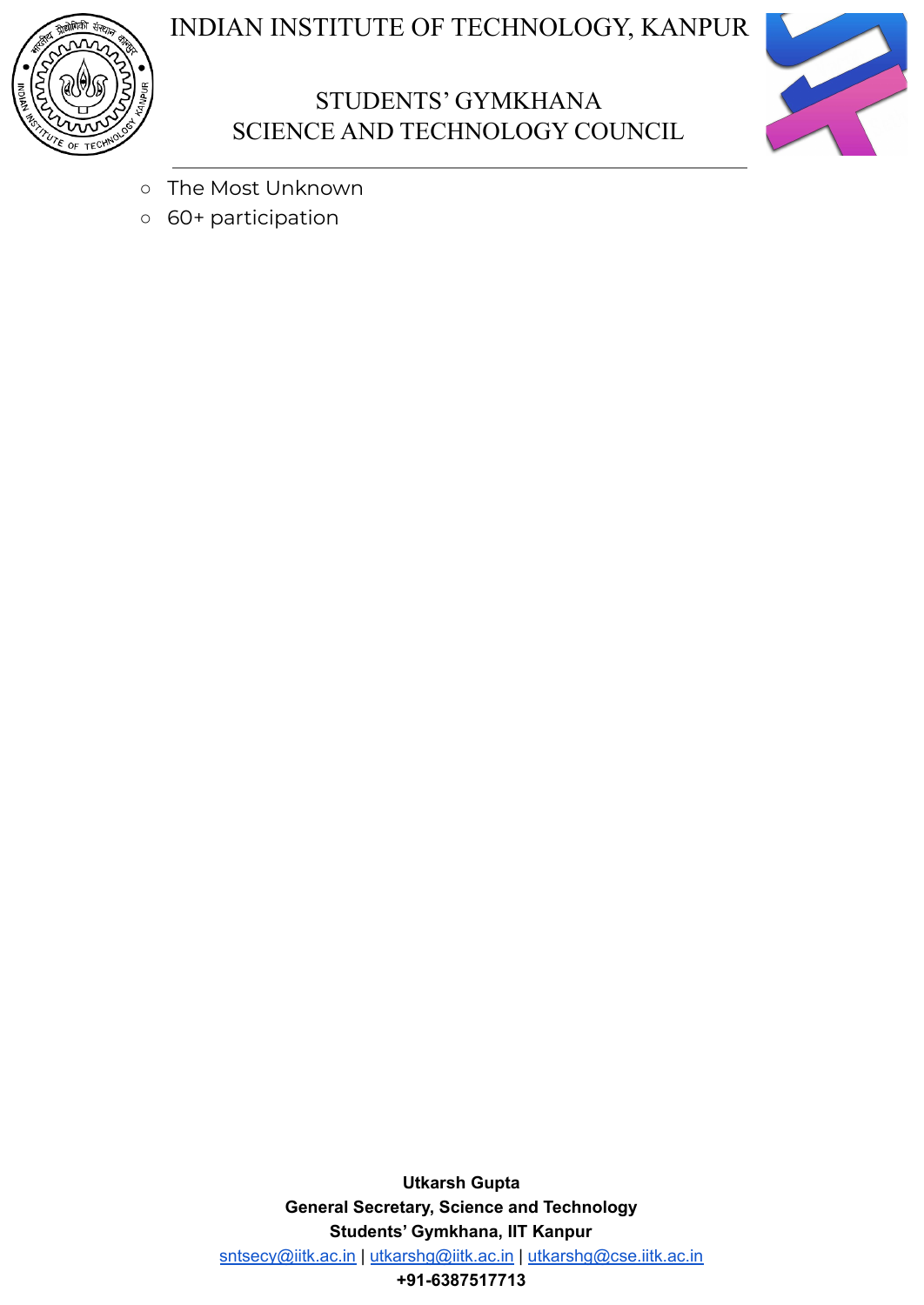- The Most Unknown
- 60+ participation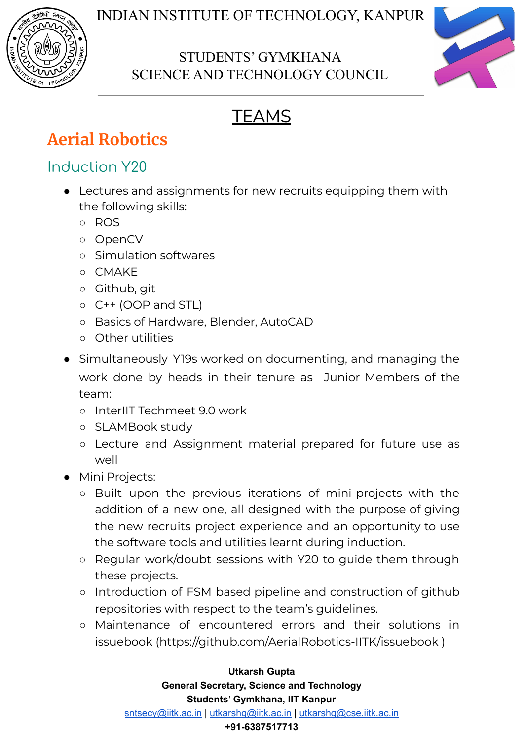# TEAMS

## Aerial Robotics

### Induction Y20

- Lectures and assignments for new recruits equipping them with the following skills:
  - ROS
  - OpenCV
  - Simulation softwares
  - CMAKE
  - Github, git
  - C++ (OOP and STL)
  - Basics of Hardware, Blender, AutoCAD
  - Other utilities
- Simultaneously Y19s worked on documenting, and managing the work done by heads in their tenure as Junior Members of the team:
  - InterIIT Techmeet 9.0 work
  - SLAMBook study
  - Lecture and Assignment material prepared for future use as well
- Mini Projects:
  - Built upon the previous iterations of mini-projects with the addition of a new one, all designed with the purpose of giving the new recruits project experience and an opportunity to use the software tools and utilities learnt during induction.
  - Regular work/doubt sessions with Y20 to guide them through these projects.
  - Introduction of FSM based pipeline and construction of github repositories with respect to the team's guidelines.
  - Maintenance of encountered errors and their solutions in issuebook (https://github.com/AerialRobotics-IITK/issuebook )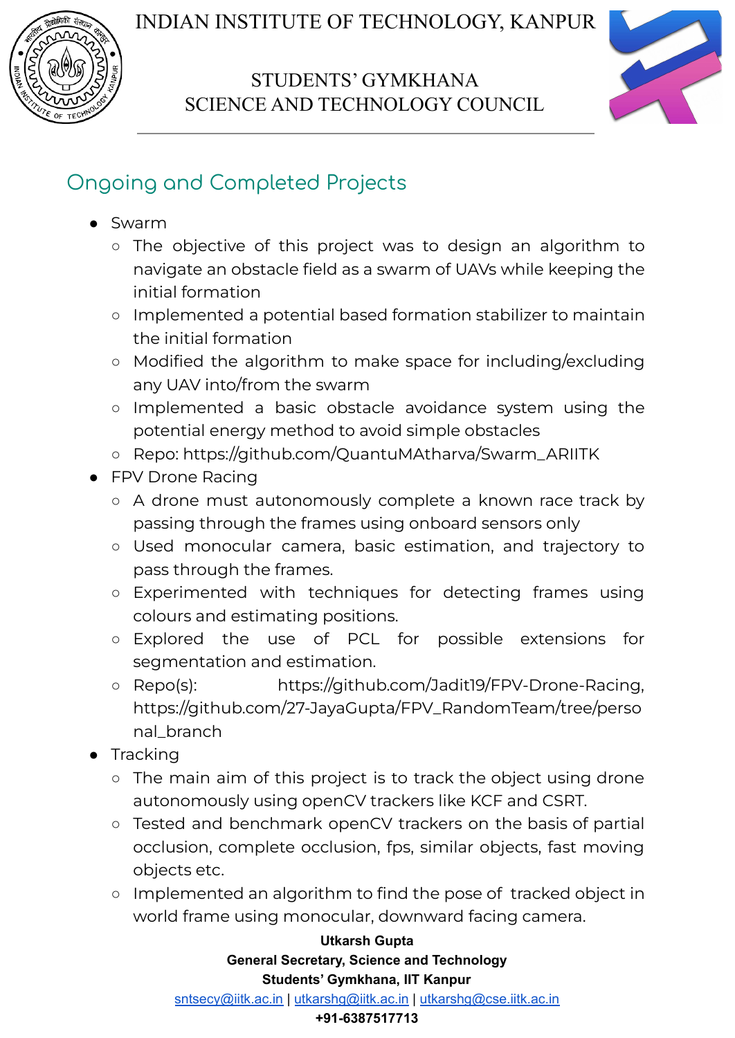## Ongoing and Completed Projects

- Swarm
  - The objective of this project was to design an algorithm to navigate an obstacle field as a swarm of UAVs while keeping the initial formation
  - Implemented a potential based formation stabilizer to maintain the initial formation
  - Modified the algorithm to make space for including/excluding any UAV into/from the swarm
  - Implemented a basic obstacle avoidance system using the potential energy method to avoid simple obstacles
  - Repo: https://github.com/QuantuMAtharva/Swarm_ARIITK
- FPV Drone Racing
  - A drone must autonomously complete a known race track by passing through the frames using onboard sensors only
  - Used monocular camera, basic estimation, and trajectory to pass through the frames.
  - Experimented with techniques for detecting frames using colours and estimating positions.
  - Explored the use of PCL for possible extensions for segmentation and estimation.
  - Repo(s): https://github.com/Jadit19/FPV-Drone-Racing, https://github.com/27-JayaGupta/FPV_RandomTeam/tree/personal_branch
- Tracking
  - The main aim of this project is to track the object using drone autonomously using openCV trackers like KCF and CSRT.
  - Tested and benchmark openCV trackers on the basis of partial occlusion, complete occlusion, fps, similar objects, fast moving objects etc.
  - Implemented an algorithm to find the pose of tracked object in world frame using monocular, downward facing camera.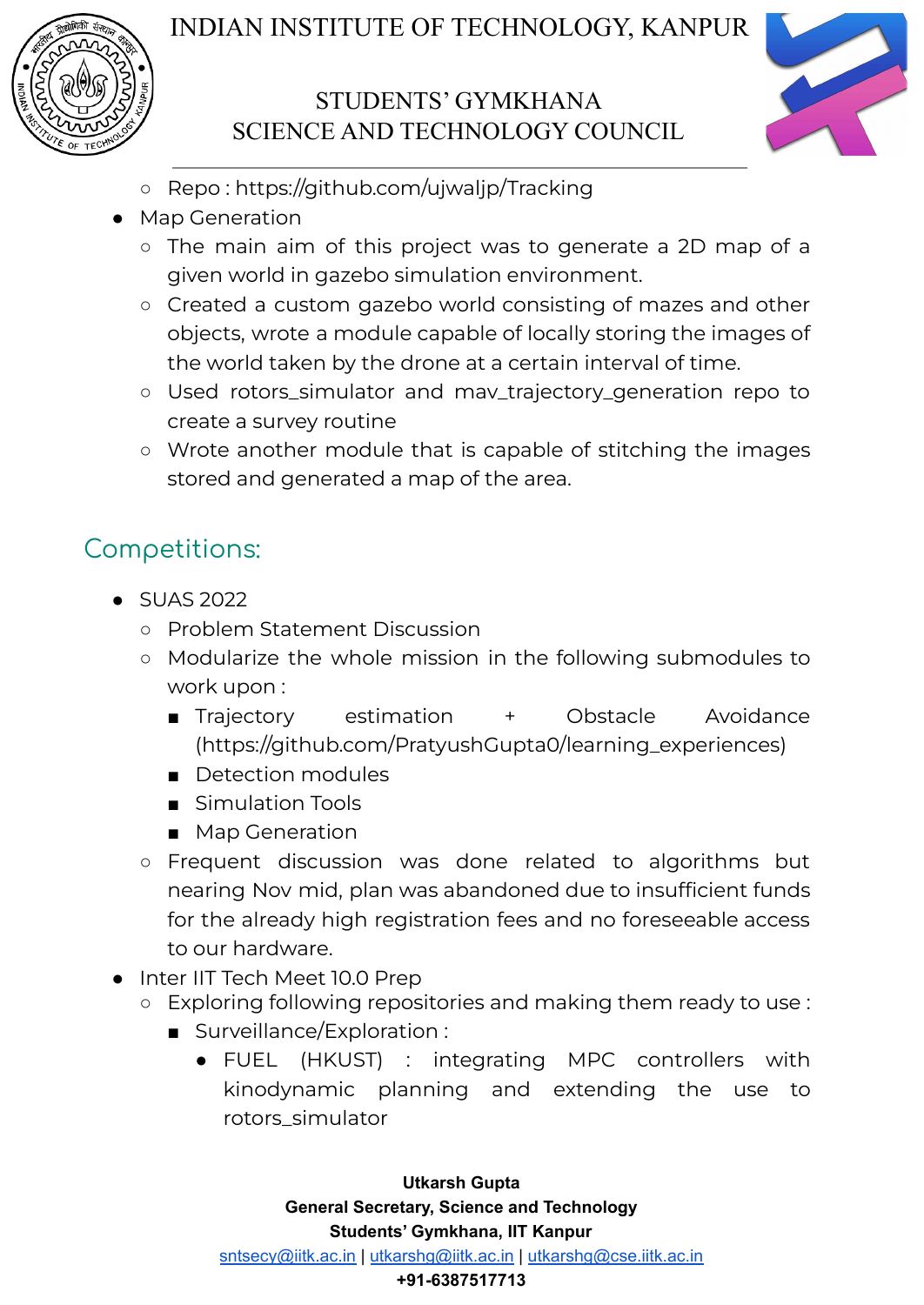- Repo : https://github.com/ujwaljp/Tracking
- Map Generation
    - The main aim of this project was to generate a 2D map of a given world in gazebo simulation environment.
    - Created a custom gazebo world consisting of mazes and other objects, wrote a module capable of locally storing the images of the world taken by the drone at a certain interval of time.
    - Used rotors_simulator and mav_trajectory_generation repo to create a survey routine
    - Wrote another module that is capable of stitching the images stored and generated a map of the area.

## Competitions:

- SUAS 2022
    - Problem Statement Discussion
    - Modularize the whole mission in the following submodules to work upon :
        - Trajectory estimation + Obstacle Avoidance (https://github.com/PratyushGupta0/learning_experiences)
        - Detection modules
        - Simulation Tools
        - Map Generation
    - Frequent discussion was done related to algorithms but nearing Nov mid, plan was abandoned due to insufficient funds for the already high registration fees and no foreseeable access to our hardware.
- Inter IIT Tech Meet 10.0 Prep
    - Exploring following repositories and making them ready to use :
        - Surveillance/Exploration :
            - FUEL (HKUST) : integrating MPC controllers with kinodynamic planning and extending the use to rotors_simulator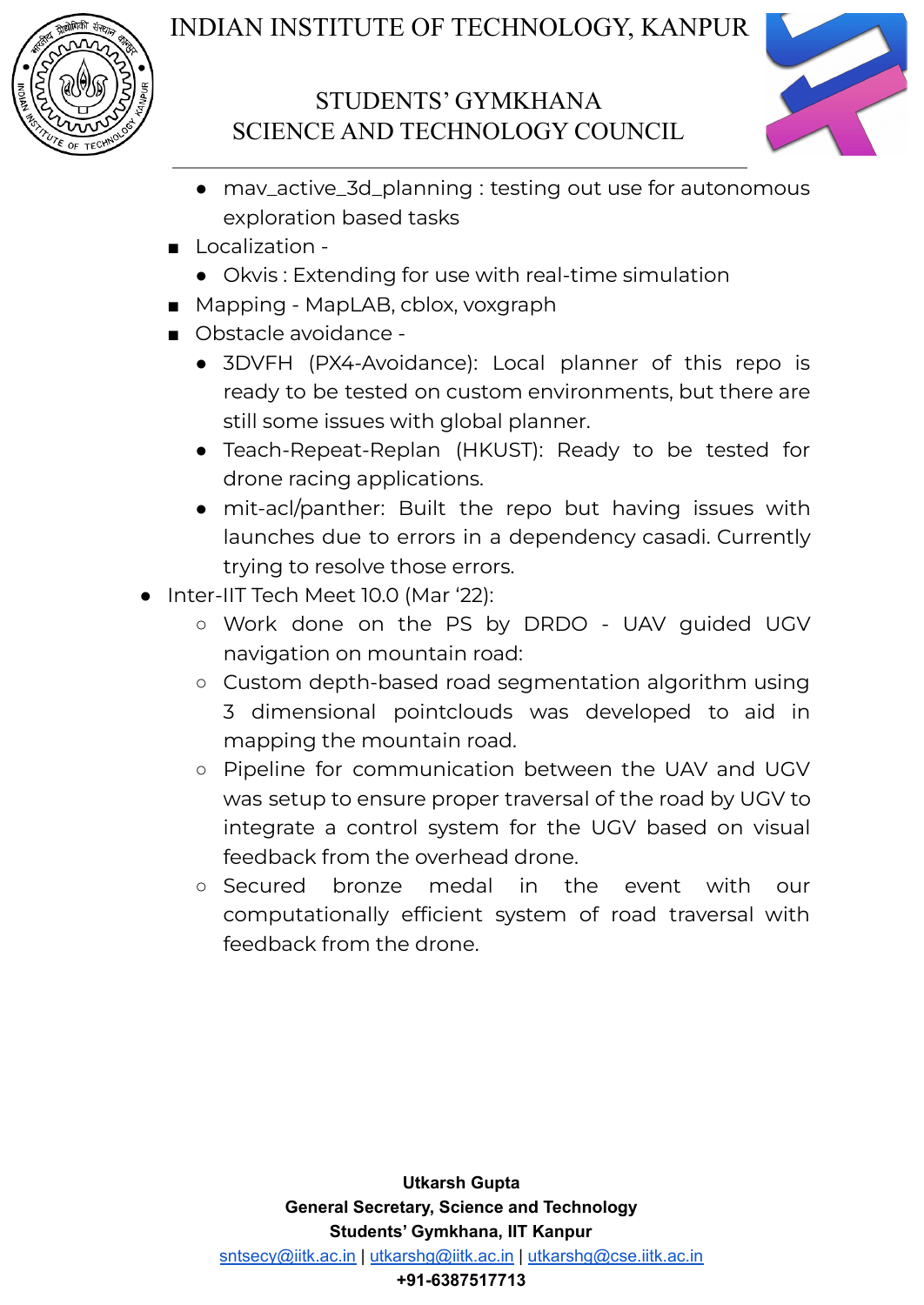- mav_active_3d_planning : testing out use for autonomous exploration based tasks
- Localization -
  - Okvis : Extending for use with real-time simulation
- Mapping - MapLAB, cblox, voxgraph
- Obstacle avoidance -
  - 3DVFH (PX4-Avoidance): Local planner of this repo is ready to be tested on custom environments, but there are still some issues with global planner.
  - Teach-Repeat-Replan (HKUST): Ready to be tested for drone racing applications.
  - mit-acl/panther: Built the repo but having issues with launches due to errors in a dependency casadi. Currently trying to resolve those errors.

- Inter-IIT Tech Meet 10.0 (Mar '22):
  - Work done on the PS by DRDO - UAV guided UGV navigation on mountain road:
  - Custom depth-based road segmentation algorithm using 3 dimensional pointclouds was developed to aid in mapping the mountain road.
  - Pipeline for communication between the UAV and UGV was setup to ensure proper traversal of the road by UGV to integrate a control system for the UGV based on visual feedback from the overhead drone.
  - Secured bronze medal in the event with our computationally efficient system of road traversal with feedback from the drone.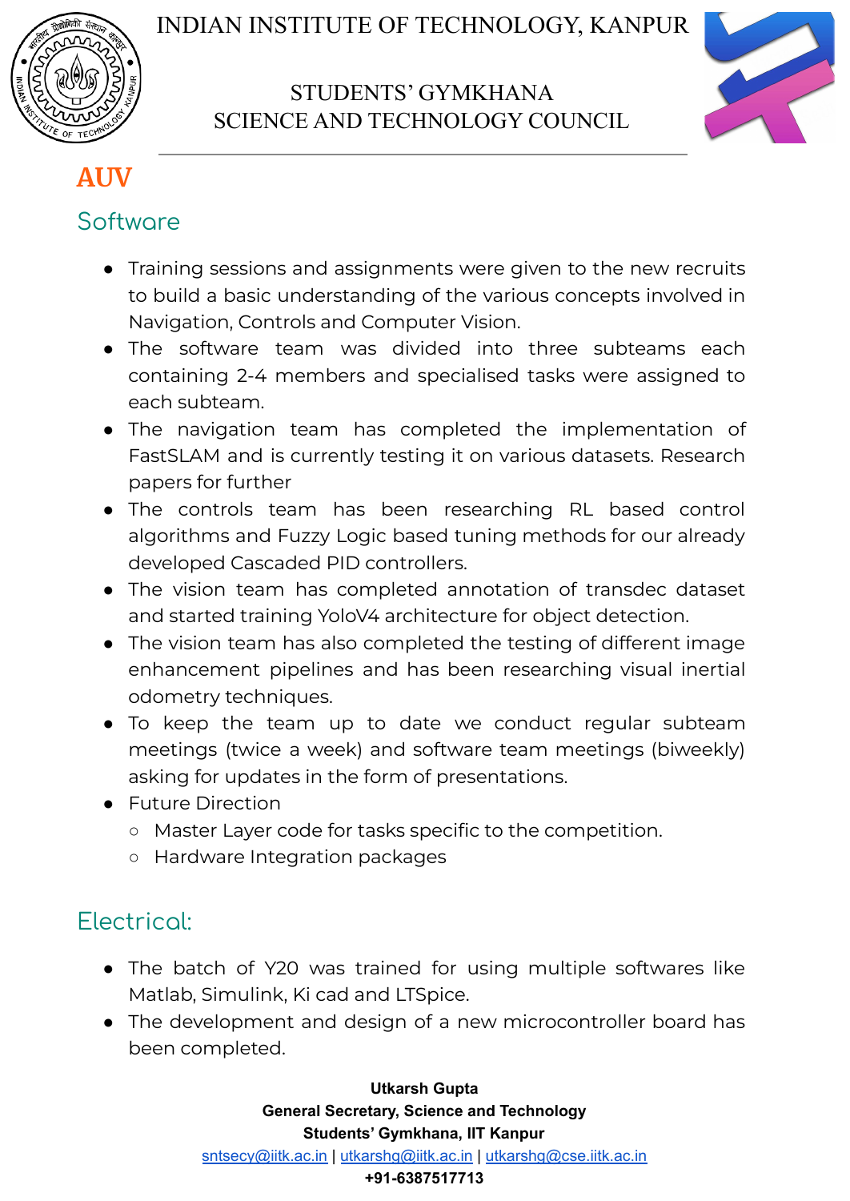# AUV

## Software

- Training sessions and assignments were given to the new recruits to build a basic understanding of the various concepts involved in Navigation, Controls and Computer Vision.
- The software team was divided into three subteams each containing 2-4 members and specialised tasks were assigned to each subteam.
- The navigation team has completed the implementation of FastSLAM and is currently testing it on various datasets. Research papers for further
- The controls team has been researching RL based control algorithms and Fuzzy Logic based tuning methods for our already developed Cascaded PID controllers.
- The vision team has completed annotation of transdec dataset and started training YoloV4 architecture for object detection.
- The vision team has also completed the testing of different image enhancement pipelines and has been researching visual inertial odometry techniques.
- To keep the team up to date we conduct regular subteam meetings (twice a week) and software team meetings (biweekly) asking for updates in the form of presentations.
- Future Direction
  - Master Layer code for tasks specific to the competition.
  - Hardware Integration packages

## Electrical:

- The batch of Y20 was trained for using multiple softwares like Matlab, Simulink, Ki cad and LTSpice.
- The development and design of a new microcontroller board has been completed.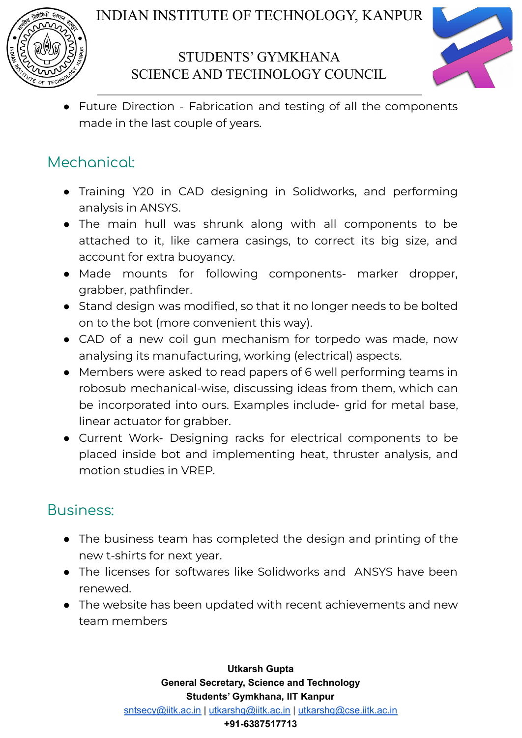- Future Direction - Fabrication and testing of all the components made in the last couple of years.

## Mechanical:

- Training Y20 in CAD designing in Solidworks, and performing analysis in ANSYS.
- The main hull was shrunk along with all components to be attached to it, like camera casings, to correct its big size, and account for extra buoyancy.
- Made mounts for following components- marker dropper, grabber, pathfinder.
- Stand design was modified, so that it no longer needs to be bolted on to the bot (more convenient this way).
- CAD of a new coil gun mechanism for torpedo was made, now analysing its manufacturing, working (electrical) aspects.
- Members were asked to read papers of 6 well performing teams in robosub mechanical-wise, discussing ideas from them, which can be incorporated into ours. Examples include- grid for metal base, linear actuator for grabber.
- Current Work- Designing racks for electrical components to be placed inside bot and implementing heat, thruster analysis, and motion studies in VREP.

## Business:

- The business team has completed the design and printing of the new t-shirts for next year.
- The licenses for softwares like Solidworks and ANSYS have been renewed.
- The website has been updated with recent achievements and new team members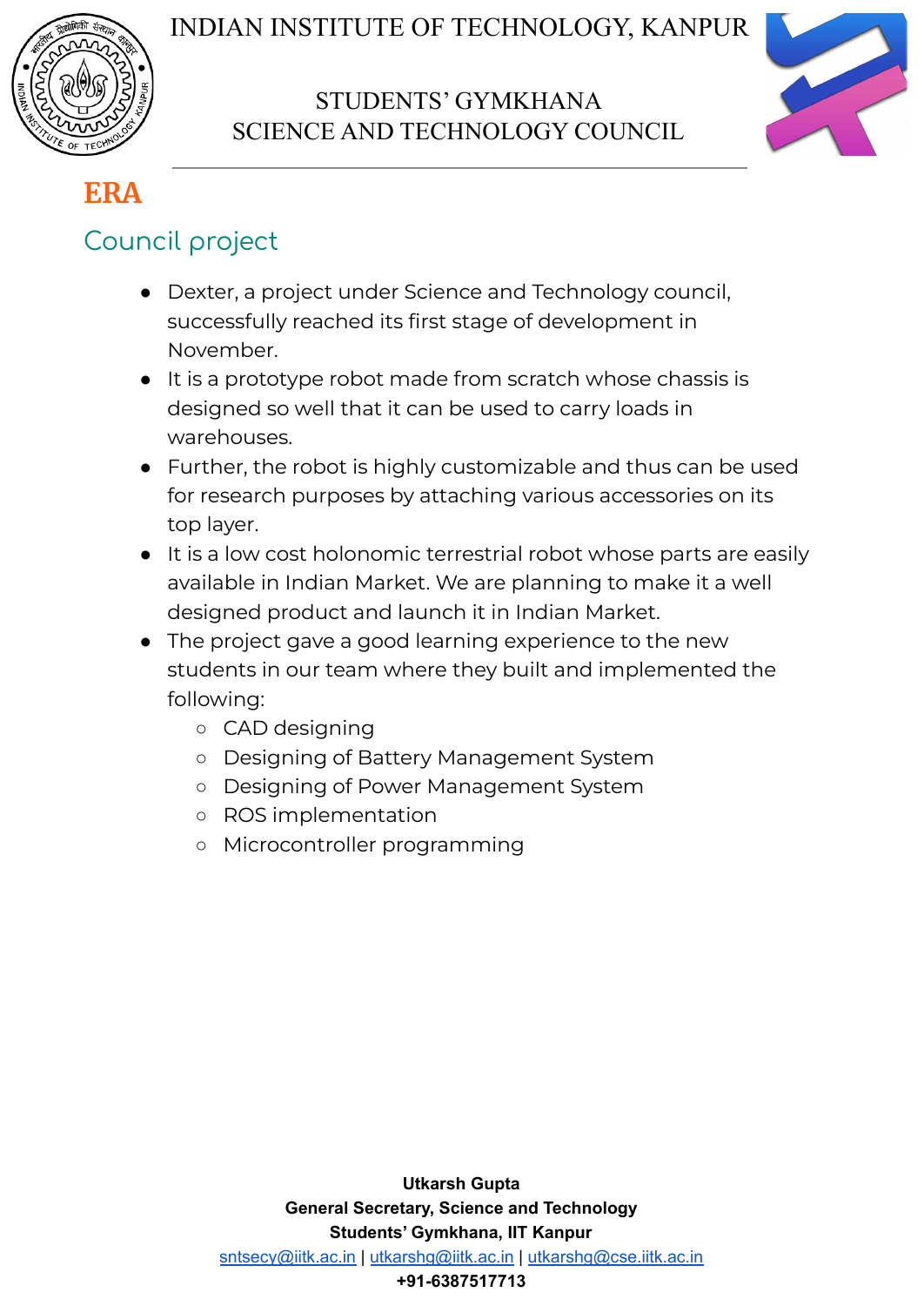## ERA

### Council project

- Dexter, a project under Science and Technology council, successfully reached its first stage of development in November.
- It is a prototype robot made from scratch whose chassis is designed so well that it can be used to carry loads in warehouses.
- Further, the robot is highly customizable and thus can be used for research purposes by attaching various accessories on its top layer.
- It is a low cost holonomic terrestrial robot whose parts are easily available in Indian Market. We are planning to make it a well designed product and launch it in Indian Market.
- The project gave a good learning experience to the new students in our team where they built and implemented the following:
  - CAD designing
  - Designing of Battery Management System
  - Designing of Power Management System
  - ROS implementation
  - Microcontroller programming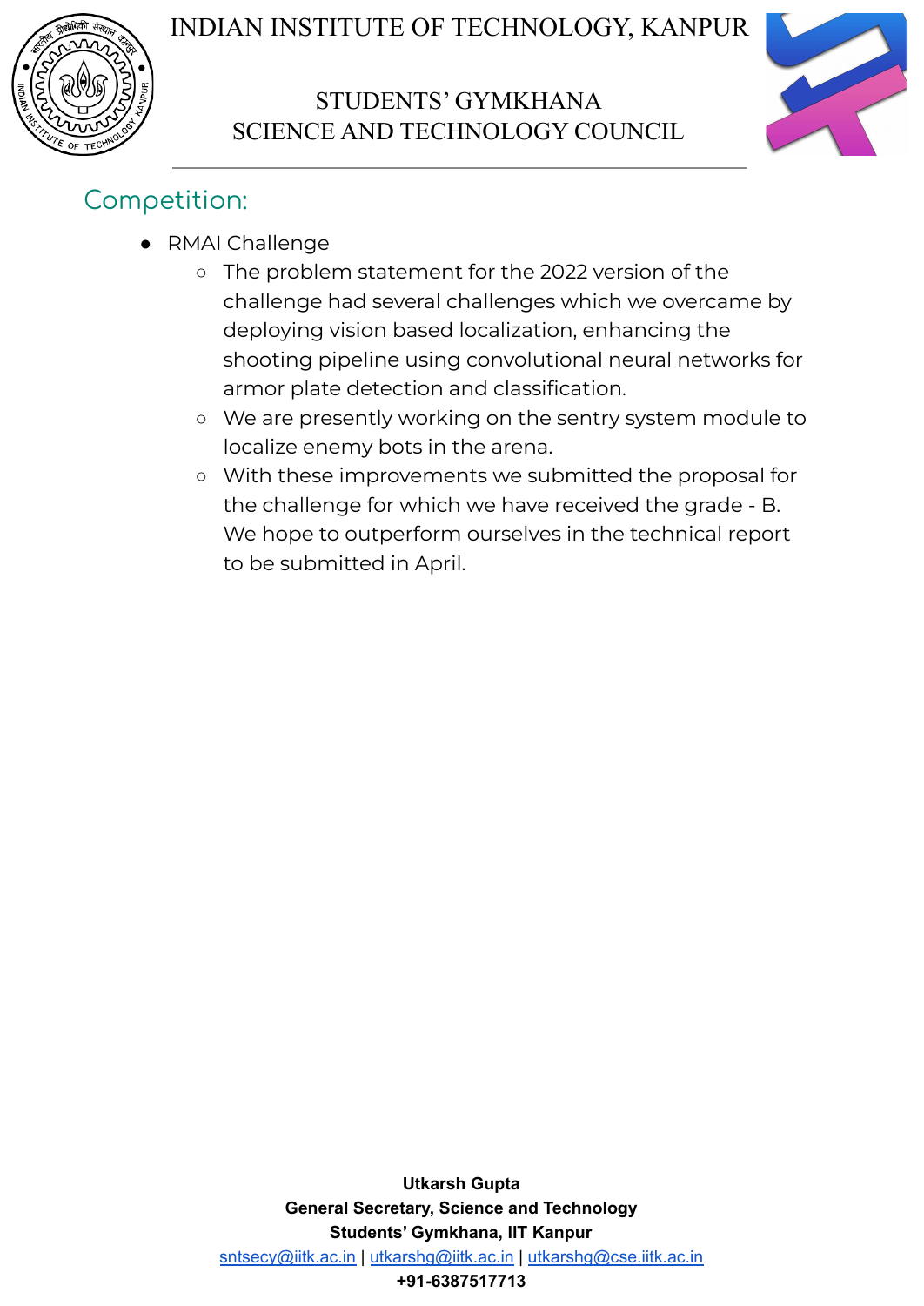## Competition:

- RMAI Challenge
  - The problem statement for the 2022 version of the challenge had several challenges which we overcame by deploying vision based localization, enhancing the shooting pipeline using convolutional neural networks for armor plate detection and classification.
  - We are presently working on the sentry system module to localize enemy bots in the arena.
  - With these improvements we submitted the proposal for the challenge for which we have received the grade - B. We hope to outperform ourselves in the technical report to be submitted in April.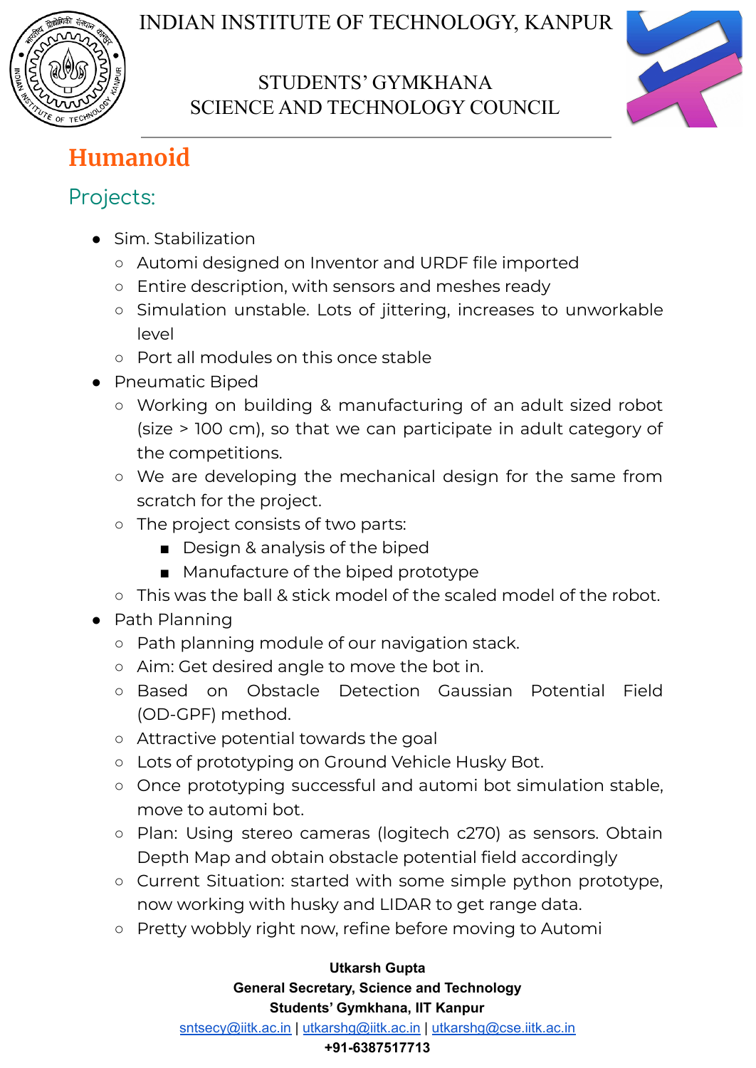# Humanoid

## Projects:

- Sim. Stabilization
  - Automi designed on Inventor and URDF file imported
  - Entire description, with sensors and meshes ready
  - Simulation unstable. Lots of jittering, increases to unworkable level
  - Port all modules on this once stable
- Pneumatic Biped
  - Working on building & manufacturing of an adult sized robot (size > 100 cm), so that we can participate in adult category of the competitions.
  - We are developing the mechanical design for the same from scratch for the project.
  - The project consists of two parts:
    - Design & analysis of the biped
    - Manufacture of the biped prototype
  - This was the ball & stick model of the scaled model of the robot.
- Path Planning
  - Path planning module of our navigation stack.
  - Aim: Get desired angle to move the bot in.
  - Based on Obstacle Detection Gaussian Potential Field (OD-GPF) method.
  - Attractive potential towards the goal
  - Lots of prototyping on Ground Vehicle Husky Bot.
  - Once prototyping successful and automi bot simulation stable, move to automi bot.
  - Plan: Using stereo cameras (logitech c270) as sensors. Obtain Depth Map and obtain obstacle potential field accordingly
  - Current Situation: started with some simple python prototype, now working with husky and LIDAR to get range data.
  - Pretty wobbly right now, refine before moving to Automi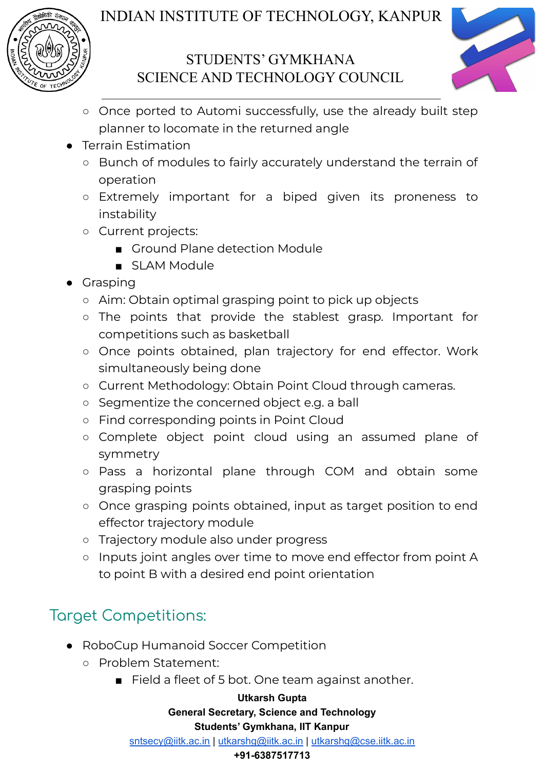- Once ported to Automi successfully, use the already built step planner to locomate in the returned angle
- Terrain Estimation
    - Bunch of modules to fairly accurately understand the terrain of operation
    - Extremely important for a biped given its proneness to instability
    - Current projects:
        - Ground Plane detection Module
        - SLAM Module
- Grasping
    - Aim: Obtain optimal grasping point to pick up objects
    - The points that provide the stablest grasp. Important for competitions such as basketball
    - Once points obtained, plan trajectory for end effector. Work simultaneously being done
    - Current Methodology: Obtain Point Cloud through cameras.
    - Segmentize the concerned object e.g. a ball
    - Find corresponding points in Point Cloud
    - Complete object point cloud using an assumed plane of symmetry
    - Pass a horizontal plane through COM and obtain some grasping points
    - Once grasping points obtained, input as target position to end effector trajectory module
    - Trajectory module also under progress
    - Inputs joint angles over time to move end effector from point A to point B with a desired end point orientation

## Target Competitions:

- RoboCup Humanoid Soccer Competition
    - Problem Statement:
        - Field a fleet of 5 bot. One team against another.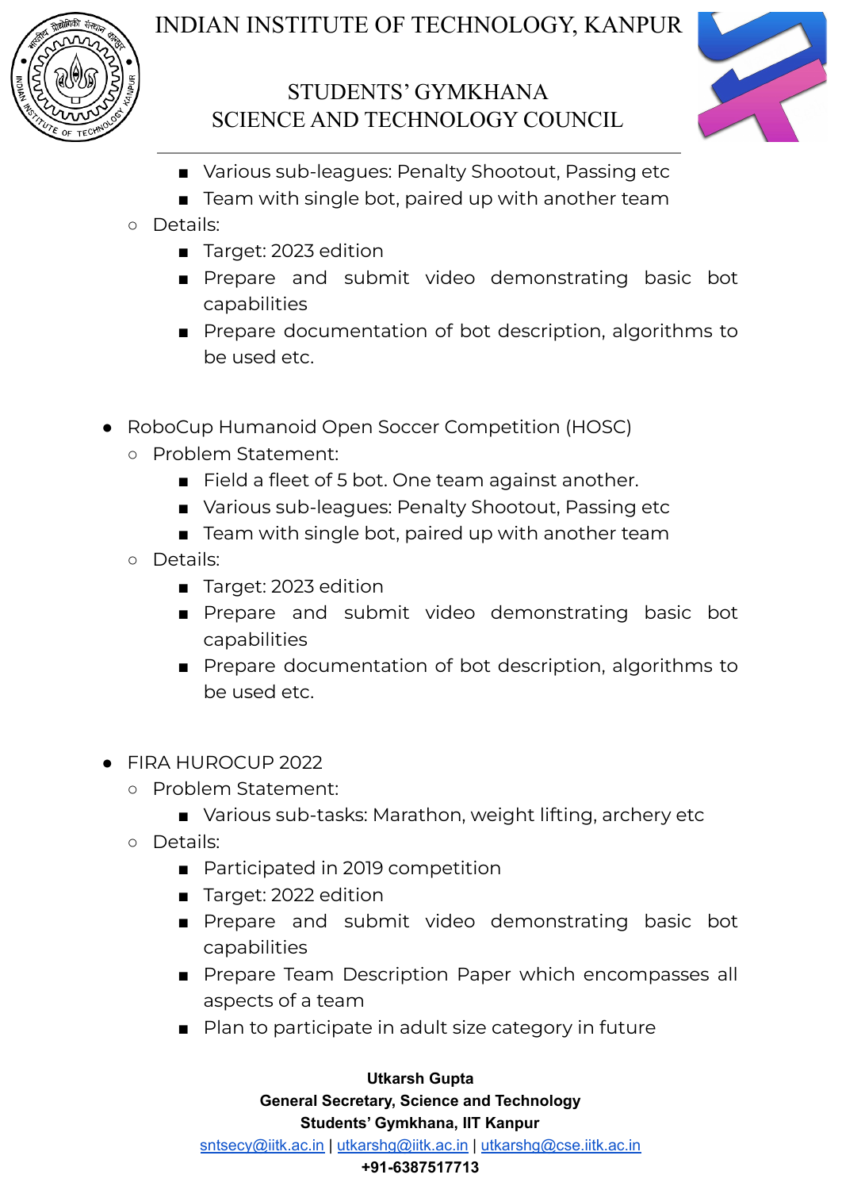- Various sub-leagues: Penalty Shootout, Passing etc
        - Team with single bot, paired up with another team
    - Details:
        - Target: 2023 edition
        - Prepare and submit video demonstrating basic bot capabilities
        - Prepare documentation of bot description, algorithms to be used etc.

- RoboCup Humanoid Open Soccer Competition (HOSC)
    - Problem Statement:
        - Field a fleet of 5 bot. One team against another.
        - Various sub-leagues: Penalty Shootout, Passing etc
        - Team with single bot, paired up with another team
    - Details:
        - Target: 2023 edition
        - Prepare and submit video demonstrating basic bot capabilities
        - Prepare documentation of bot description, algorithms to be used etc.

- FIRA HUROCUP 2022
    - Problem Statement:
        - Various sub-tasks: Marathon, weight lifting, archery etc
    - Details:
        - Participated in 2019 competition
        - Target: 2022 edition
        - Prepare and submit video demonstrating basic bot capabilities
        - Prepare Team Description Paper which encompasses all aspects of a team
        - Plan to participate in adult size category in future

**Utkarsh Gupta**
**General Secretary, Science and Technology**
**Students' Gymkhana, IIT Kanpur**
sntsecy@iitk.ac.in | utkarshg@iitk.ac.in | utkarshg@cse.iitk.ac.in
**+91-6387517713**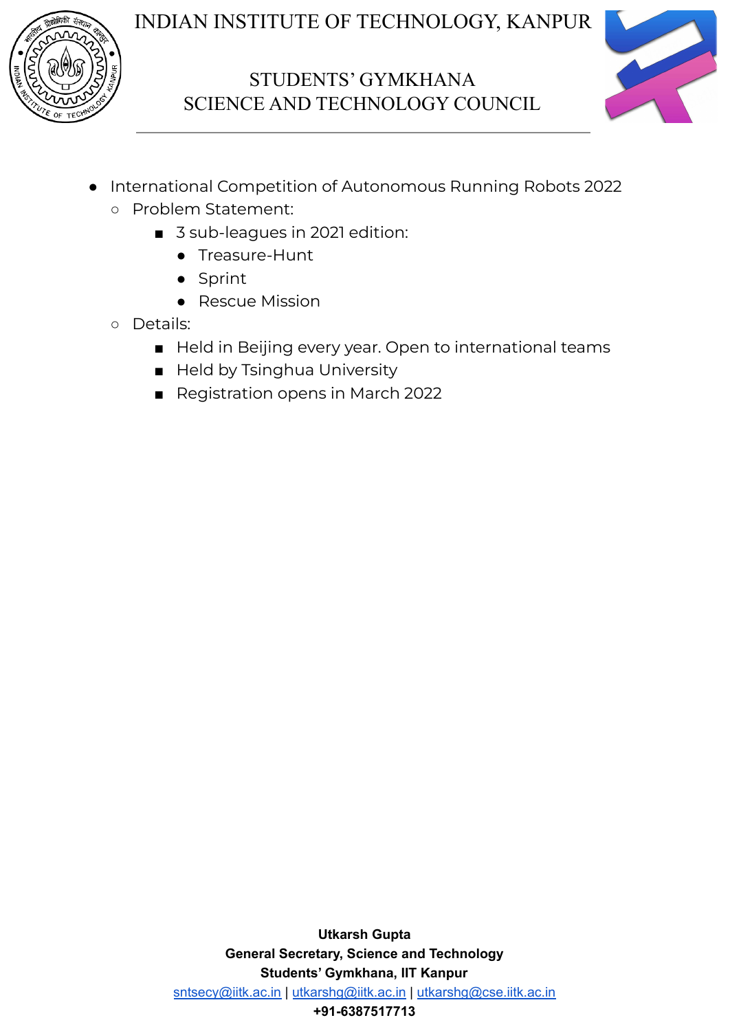- International Competition of Autonomous Running Robots 2022
  - Problem Statement:
    - 3 sub-leagues in 2021 edition:
      - Treasure-Hunt
      - Sprint
      - Rescue Mission
  - Details:
    - Held in Beijing every year. Open to international teams
    - Held by Tsinghua University
    - Registration opens in March 2022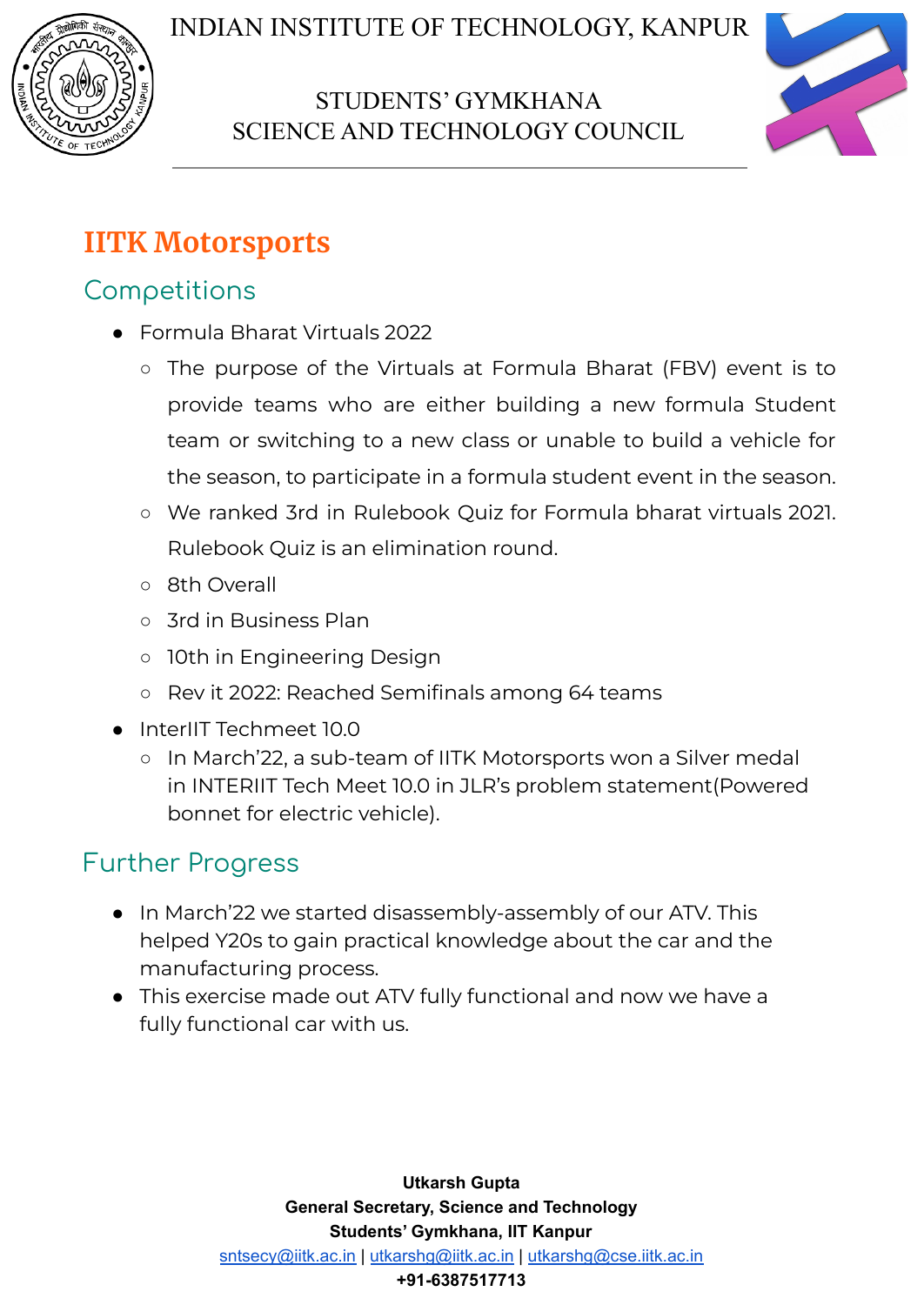# IITK Motorsports

## Competitions

- Formula Bharat Virtuals 2022
  - The purpose of the Virtuals at Formula Bharat (FBV) event is to provide teams who are either building a new formula Student team or switching to a new class or unable to build a vehicle for the season, to participate in a formula student event in the season.
  - We ranked 3rd in Rulebook Quiz for Formula bharat virtuals 2021. Rulebook Quiz is an elimination round.
  - 8th Overall
  - 3rd in Business Plan
  - 10th in Engineering Design
  - Rev it 2022: Reached Semifinals among 64 teams
- InterIIT Techmeet 10.0
  - In March'22, a sub-team of IITK Motorsports won a Silver medal in INTERIIT Tech Meet 10.0 in JLR's problem statement(Powered bonnet for electric vehicle).

## Further Progress

- In March'22 we started disassembly-assembly of our ATV. This helped Y20s to gain practical knowledge about the car and the manufacturing process.
- This exercise made out ATV fully functional and now we have a fully functional car with us.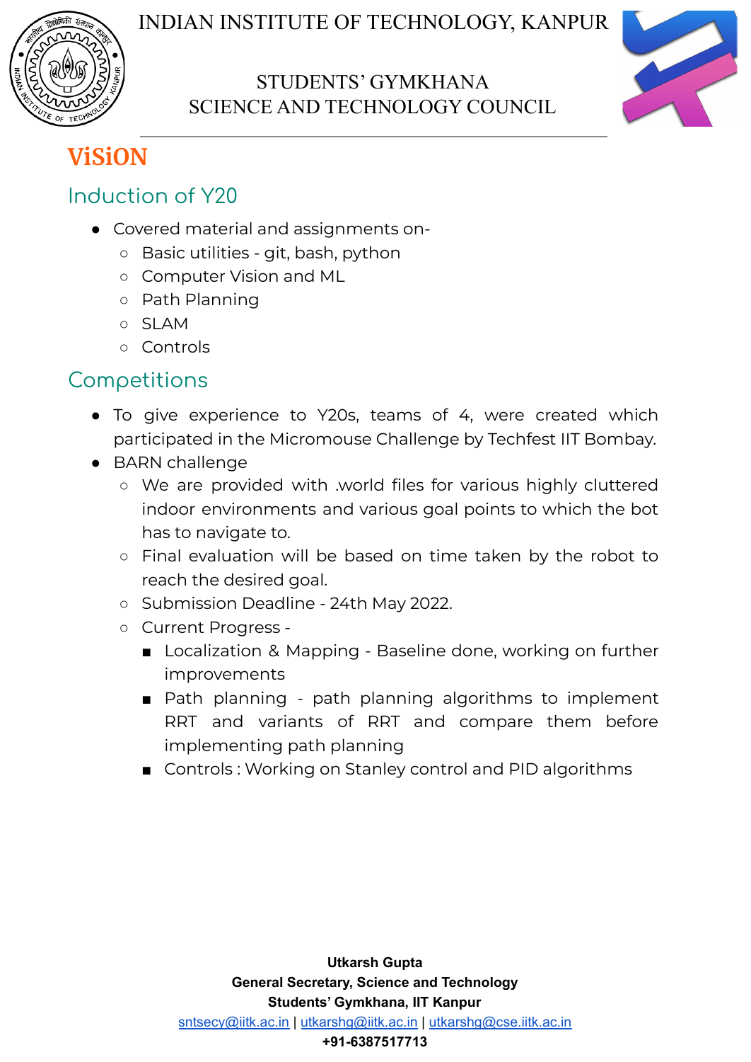# ViSiON

## Induction of Y20

- Covered material and assignments on-
  - Basic utilities - git, bash, python
  - Computer Vision and ML
  - Path Planning
  - SLAM
  - Controls

## Competitions

- To give experience to Y20s, teams of 4, were created which participated in the Micromouse Challenge by Techfest IIT Bombay.
- BARN challenge
  - We are provided with .world files for various highly cluttered indoor environments and various goal points to which the bot has to navigate to.
  - Final evaluation will be based on time taken by the robot to reach the desired goal.
  - Submission Deadline - 24th May 2022.
  - Current Progress -
    - Localization & Mapping - Baseline done, working on further improvements
    - Path planning - path planning algorithms to implement RRT and variants of RRT and compare them before implementing path planning
    - Controls : Working on Stanley control and PID algorithms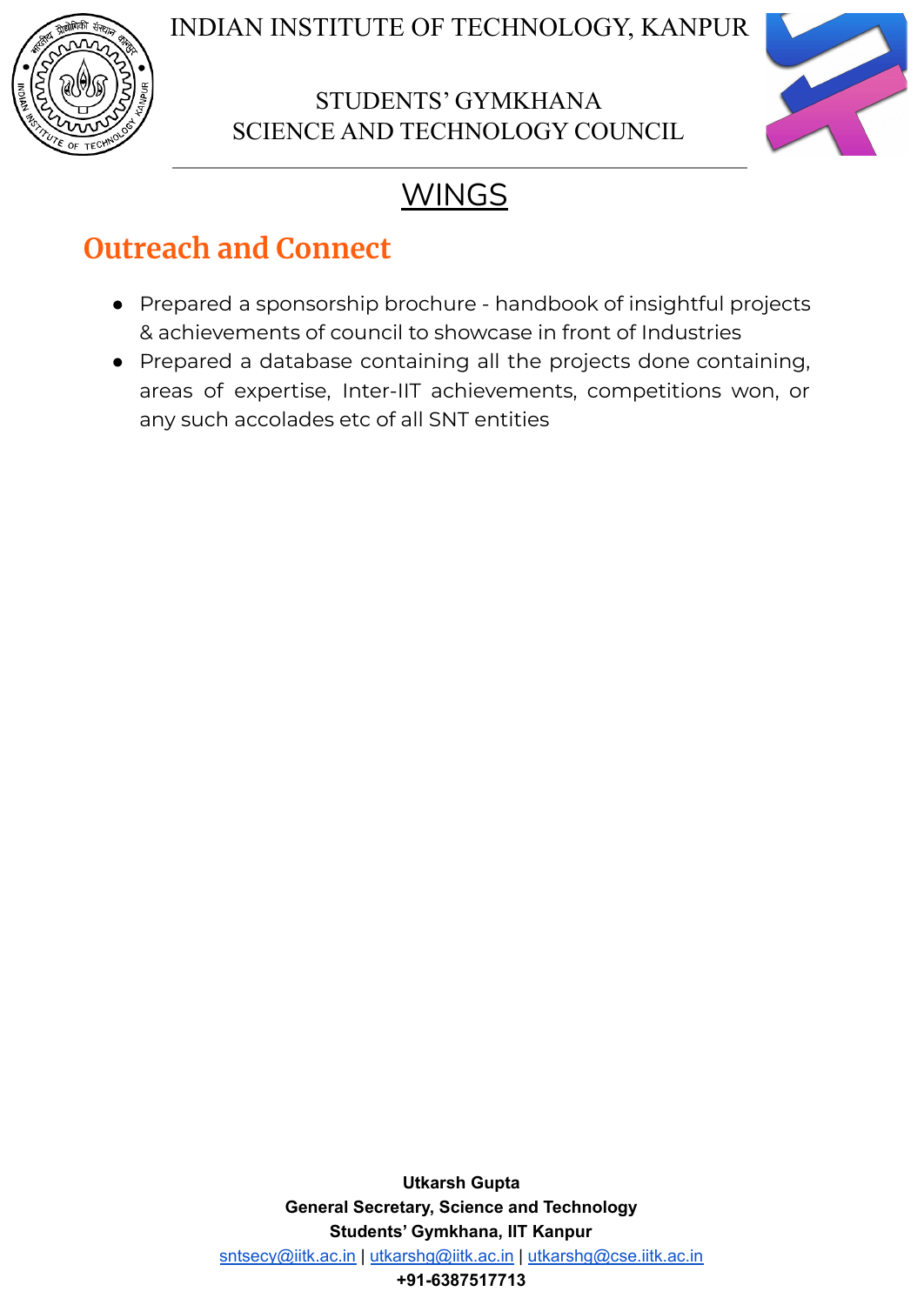# WINGS

## Outreach and Connect

- Prepared a sponsorship brochure - handbook of insightful projects & achievements of council to showcase in front of Industries
- Prepared a database containing all the projects done containing, areas of expertise, Inter-IIT achievements, competitions won, or any such accolades etc of all SNT entities